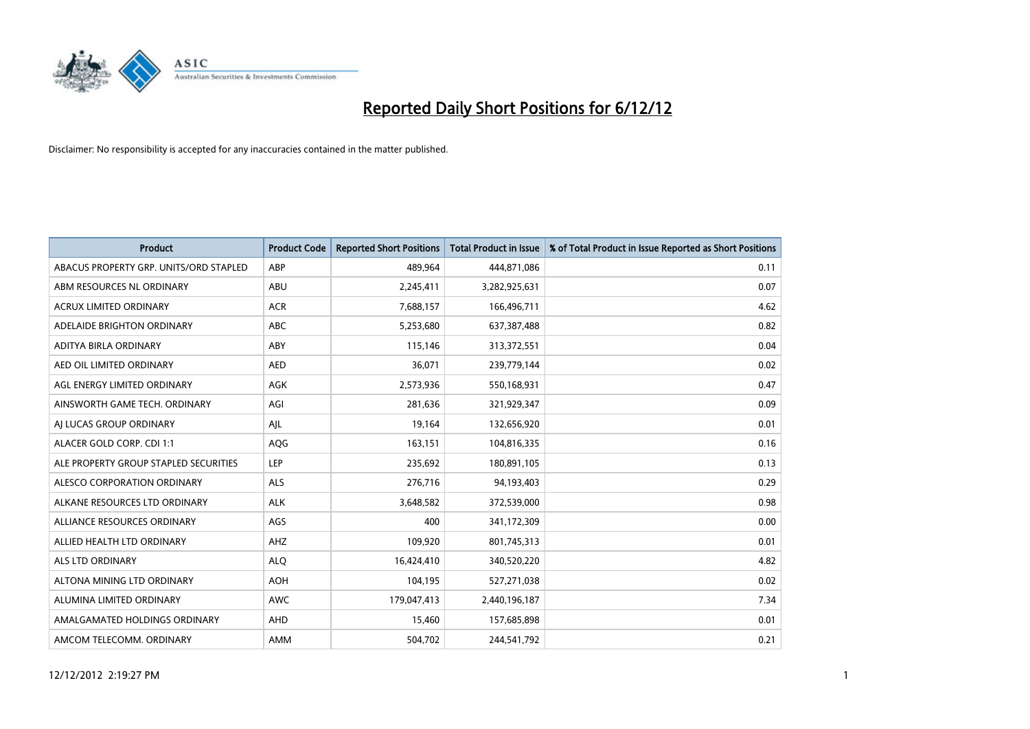# Reported Daily Short Positions for 6/12/12

Disclaimer: No responsibility is accepted for any inaccuracies contained in the matter published.

| Product | Product Code | Reported Short Positions | Total Product in Issue | % of Total Product in Issue Reported as Short Positions |
|---|---|---|---|---|
| ABACUS PROPERTY GRP. UNITS/ORD STAPLED | ABP | 489,964 | 444,871,086 | 0.11 |
| ABM RESOURCES NL ORDINARY | ABU | 2,245,411 | 3,282,925,631 | 0.07 |
| ACRUX LIMITED ORDINARY | ACR | 7,688,157 | 166,496,711 | 4.62 |
| ADELAIDE BRIGHTON ORDINARY | ABC | 5,253,680 | 637,387,488 | 0.82 |
| ADITYA BIRLA ORDINARY | ABY | 115,146 | 313,372,551 | 0.04 |
| AED OIL LIMITED ORDINARY | AED | 36,071 | 239,779,144 | 0.02 |
| AGL ENERGY LIMITED ORDINARY | AGK | 2,573,936 | 550,168,931 | 0.47 |
| AINSWORTH GAME TECH. ORDINARY | AGI | 281,636 | 321,929,347 | 0.09 |
| AJ LUCAS GROUP ORDINARY | AJL | 19,164 | 132,656,920 | 0.01 |
| ALACER GOLD CORP. CDI 1:1 | AQG | 163,151 | 104,816,335 | 0.16 |
| ALE PROPERTY GROUP STAPLED SECURITIES | LEP | 235,692 | 180,891,105 | 0.13 |
| ALESCO CORPORATION ORDINARY | ALS | 276,716 | 94,193,403 | 0.29 |
| ALKANE RESOURCES LTD ORDINARY | ALK | 3,648,582 | 372,539,000 | 0.98 |
| ALLIANCE RESOURCES ORDINARY | AGS | 400 | 341,172,309 | 0.00 |
| ALLIED HEALTH LTD ORDINARY | AHZ | 109,920 | 801,745,313 | 0.01 |
| ALS LTD ORDINARY | ALQ | 16,424,410 | 340,520,220 | 4.82 |
| ALTONA MINING LTD ORDINARY | AOH | 104,195 | 527,271,038 | 0.02 |
| ALUMINA LIMITED ORDINARY | AWC | 179,047,413 | 2,440,196,187 | 7.34 |
| AMALGAMATED HOLDINGS ORDINARY | AHD | 15,460 | 157,685,898 | 0.01 |
| AMCOM TELECOMM. ORDINARY | AMM | 504,702 | 244,541,792 | 0.21 |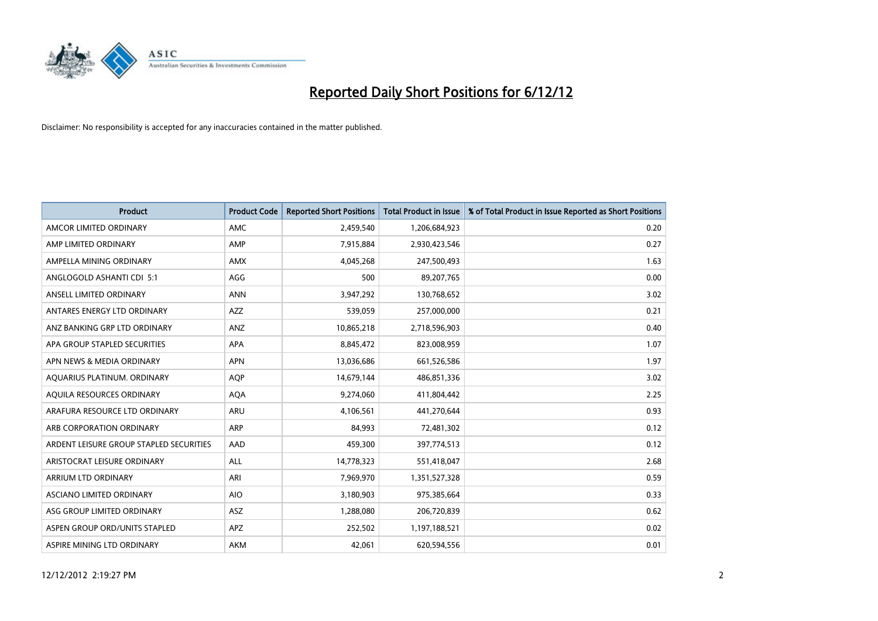# Reported Daily Short Positions for 6/12/12

Disclaimer: No responsibility is accepted for any inaccuracies contained in the matter published.

| Product | Product Code | Reported Short Positions | Total Product in Issue | % of Total Product in Issue Reported as Short Positions |
|---|---|---|---|---|
| AMCOR LIMITED ORDINARY | AMC | 2,459,540 | 1,206,684,923 | 0.20 |
| AMP LIMITED ORDINARY | AMP | 7,915,884 | 2,930,423,546 | 0.27 |
| AMPELLA MINING ORDINARY | AMX | 4,045,268 | 247,500,493 | 1.63 |
| ANGLOGOLD ASHANTI CDI 5:1 | AGG | 500 | 89,207,765 | 0.00 |
| ANSELL LIMITED ORDINARY | ANN | 3,947,292 | 130,768,652 | 3.02 |
| ANTARES ENERGY LTD ORDINARY | AZZ | 539,059 | 257,000,000 | 0.21 |
| ANZ BANKING GRP LTD ORDINARY | ANZ | 10,865,218 | 2,718,596,903 | 0.40 |
| APA GROUP STAPLED SECURITIES | APA | 8,845,472 | 823,008,959 | 1.07 |
| APN NEWS & MEDIA ORDINARY | APN | 13,036,686 | 661,526,586 | 1.97 |
| AQUARIUS PLATINUM. ORDINARY | AQP | 14,679,144 | 486,851,336 | 3.02 |
| AQUILA RESOURCES ORDINARY | AQA | 9,274,060 | 411,804,442 | 2.25 |
| ARAFURA RESOURCE LTD ORDINARY | ARU | 4,106,561 | 441,270,644 | 0.93 |
| ARB CORPORATION ORDINARY | ARP | 84,993 | 72,481,302 | 0.12 |
| ARDENT LEISURE GROUP STAPLED SECURITIES | AAD | 459,300 | 397,774,513 | 0.12 |
| ARISTOCRAT LEISURE ORDINARY | ALL | 14,778,323 | 551,418,047 | 2.68 |
| ARRIUM LTD ORDINARY | ARI | 7,969,970 | 1,351,527,328 | 0.59 |
| ASCIANO LIMITED ORDINARY | AIO | 3,180,903 | 975,385,664 | 0.33 |
| ASG GROUP LIMITED ORDINARY | ASZ | 1,288,080 | 206,720,839 | 0.62 |
| ASPEN GROUP ORD/UNITS STAPLED | APZ | 252,502 | 1,197,188,521 | 0.02 |
| ASPIRE MINING LTD ORDINARY | AKM | 42,061 | 620,594,556 | 0.01 |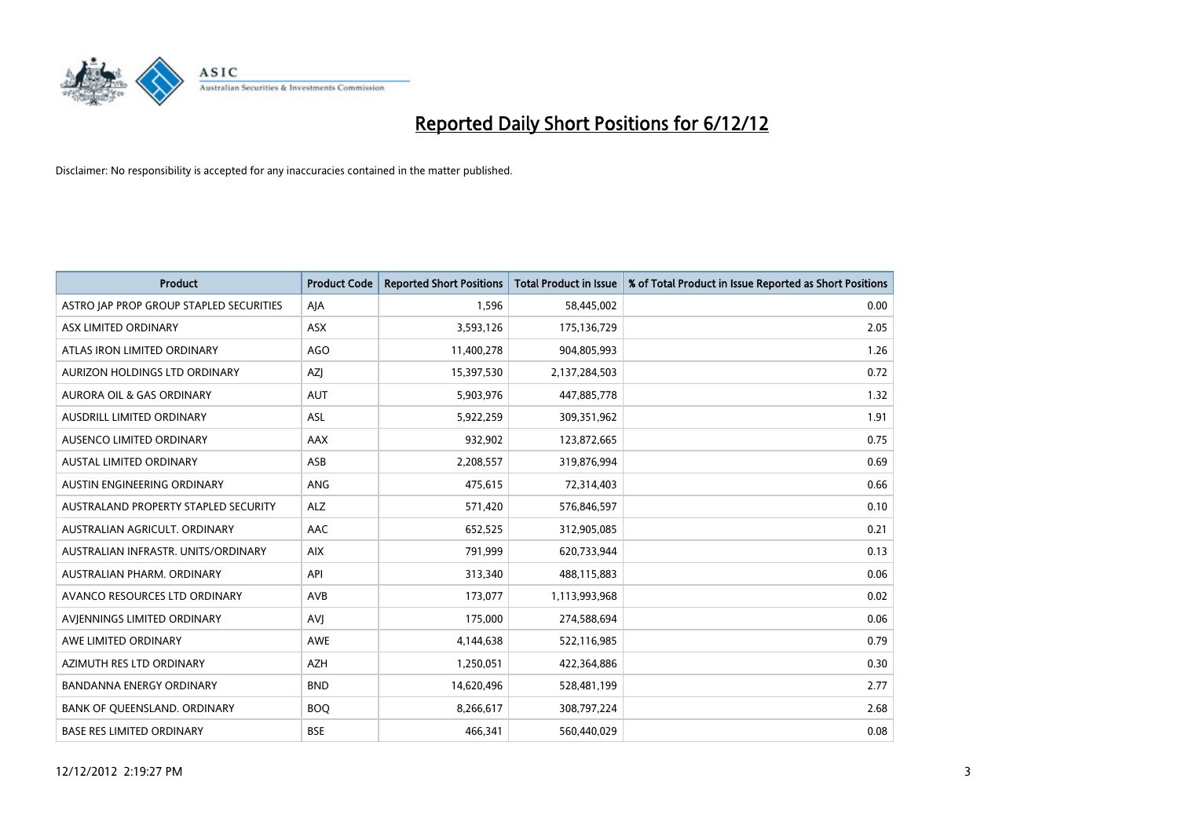# Reported Daily Short Positions for 6/12/12

Disclaimer: No responsibility is accepted for any inaccuracies contained in the matter published.

| Product | Product Code | Reported Short Positions | Total Product in Issue | % of Total Product in Issue Reported as Short Positions |
|---|---|---|---|---|
| ASTRO JAP PROP GROUP STAPLED SECURITIES | AJA | 1,596 | 58,445,002 | 0.00 |
| ASX LIMITED ORDINARY | ASX | 3,593,126 | 175,136,729 | 2.05 |
| ATLAS IRON LIMITED ORDINARY | AGO | 11,400,278 | 904,805,993 | 1.26 |
| AURIZON HOLDINGS LTD ORDINARY | AZJ | 15,397,530 | 2,137,284,503 | 0.72 |
| AURORA OIL & GAS ORDINARY | AUT | 5,903,976 | 447,885,778 | 1.32 |
| AUSDRILL LIMITED ORDINARY | ASL | 5,922,259 | 309,351,962 | 1.91 |
| AUSENCO LIMITED ORDINARY | AAX | 932,902 | 123,872,665 | 0.75 |
| AUSTAL LIMITED ORDINARY | ASB | 2,208,557 | 319,876,994 | 0.69 |
| AUSTIN ENGINEERING ORDINARY | ANG | 475,615 | 72,314,403 | 0.66 |
| AUSTRALAND PROPERTY STAPLED SECURITY | ALZ | 571,420 | 576,846,597 | 0.10 |
| AUSTRALIAN AGRICULT. ORDINARY | AAC | 652,525 | 312,905,085 | 0.21 |
| AUSTRALIAN INFRASTR. UNITS/ORDINARY | AIX | 791,999 | 620,733,944 | 0.13 |
| AUSTRALIAN PHARM. ORDINARY | API | 313,340 | 488,115,883 | 0.06 |
| AVANCO RESOURCES LTD ORDINARY | AVB | 173,077 | 1,113,993,968 | 0.02 |
| AVJENNINGS LIMITED ORDINARY | AVJ | 175,000 | 274,588,694 | 0.06 |
| AWE LIMITED ORDINARY | AWE | 4,144,638 | 522,116,985 | 0.79 |
| AZIMUTH RES LTD ORDINARY | AZH | 1,250,051 | 422,364,886 | 0.30 |
| BANDANNA ENERGY ORDINARY | BND | 14,620,496 | 528,481,199 | 2.77 |
| BANK OF QUEENSLAND. ORDINARY | BOQ | 8,266,617 | 308,797,224 | 2.68 |
| BASE RES LIMITED ORDINARY | BSE | 466,341 | 560,440,029 | 0.08 |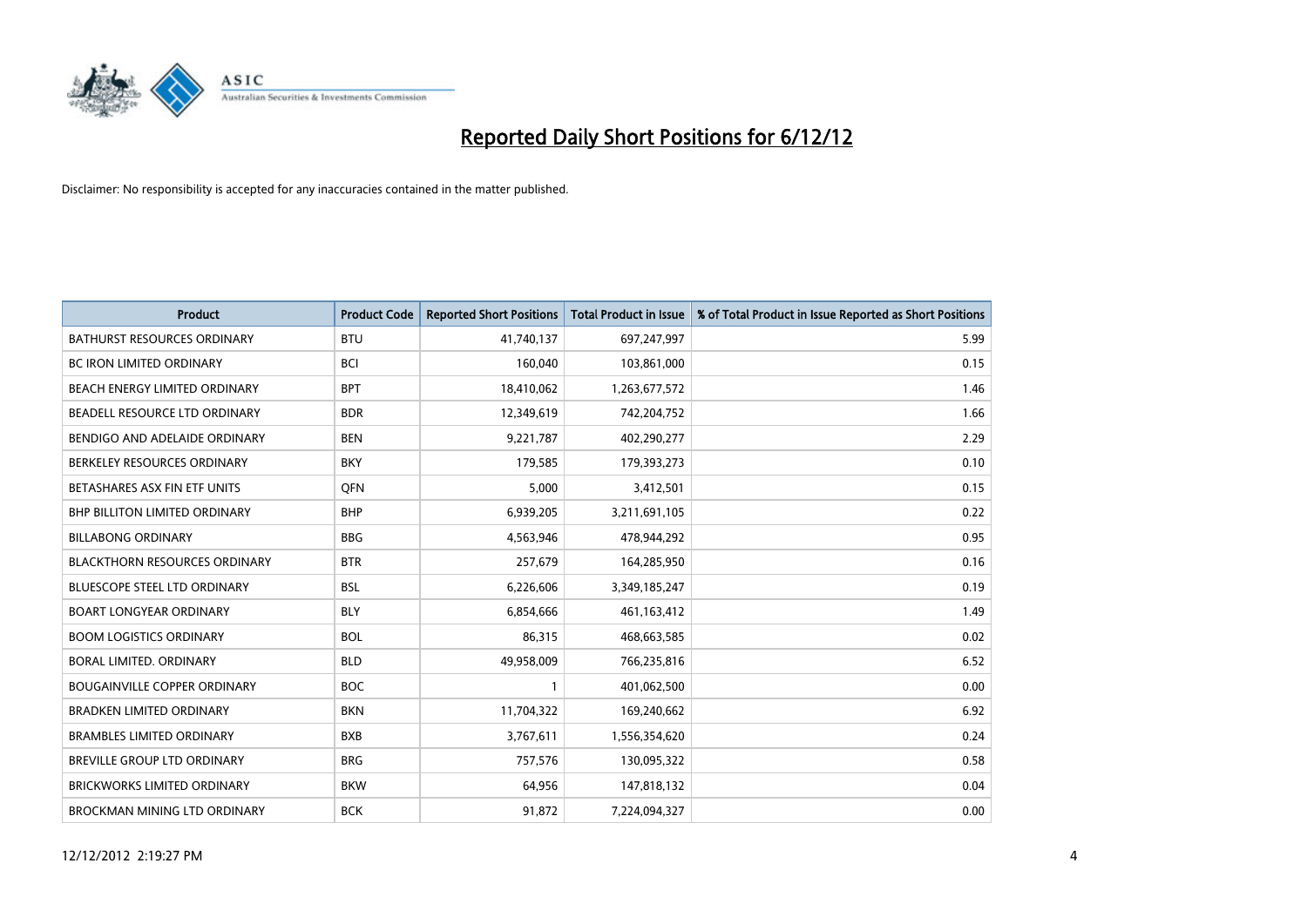# Reported Daily Short Positions for 6/12/12

Disclaimer: No responsibility is accepted for any inaccuracies contained in the matter published.

| Product | Product Code | Reported Short Positions | Total Product in Issue | % of Total Product in Issue Reported as Short Positions |
|---|---|---|---|---|
| BATHURST RESOURCES ORDINARY | BTU | 41,740,137 | 697,247,997 | 5.99 |
| BC IRON LIMITED ORDINARY | BCI | 160,040 | 103,861,000 | 0.15 |
| BEACH ENERGY LIMITED ORDINARY | BPT | 18,410,062 | 1,263,677,572 | 1.46 |
| BEADELL RESOURCE LTD ORDINARY | BDR | 12,349,619 | 742,204,752 | 1.66 |
| BENDIGO AND ADELAIDE ORDINARY | BEN | 9,221,787 | 402,290,277 | 2.29 |
| BERKELEY RESOURCES ORDINARY | BKY | 179,585 | 179,393,273 | 0.10 |
| BETASHARES ASX FIN ETF UNITS | QFN | 5,000 | 3,412,501 | 0.15 |
| BHP BILLITON LIMITED ORDINARY | BHP | 6,939,205 | 3,211,691,105 | 0.22 |
| BILLABONG ORDINARY | BBG | 4,563,946 | 478,944,292 | 0.95 |
| BLACKTHORN RESOURCES ORDINARY | BTR | 257,679 | 164,285,950 | 0.16 |
| BLUESCOPE STEEL LTD ORDINARY | BSL | 6,226,606 | 3,349,185,247 | 0.19 |
| BOART LONGYEAR ORDINARY | BLY | 6,854,666 | 461,163,412 | 1.49 |
| BOOM LOGISTICS ORDINARY | BOL | 86,315 | 468,663,585 | 0.02 |
| BORAL LIMITED. ORDINARY | BLD | 49,958,009 | 766,235,816 | 6.52 |
| BOUGAINVILLE COPPER ORDINARY | BOC | 1 | 401,062,500 | 0.00 |
| BRADKEN LIMITED ORDINARY | BKN | 11,704,322 | 169,240,662 | 6.92 |
| BRAMBLES LIMITED ORDINARY | BXB | 3,767,611 | 1,556,354,620 | 0.24 |
| BREVILLE GROUP LTD ORDINARY | BRG | 757,576 | 130,095,322 | 0.58 |
| BRICKWORKS LIMITED ORDINARY | BKW | 64,956 | 147,818,132 | 0.04 |
| BROCKMAN MINING LTD ORDINARY | BCK | 91,872 | 7,224,094,327 | 0.00 |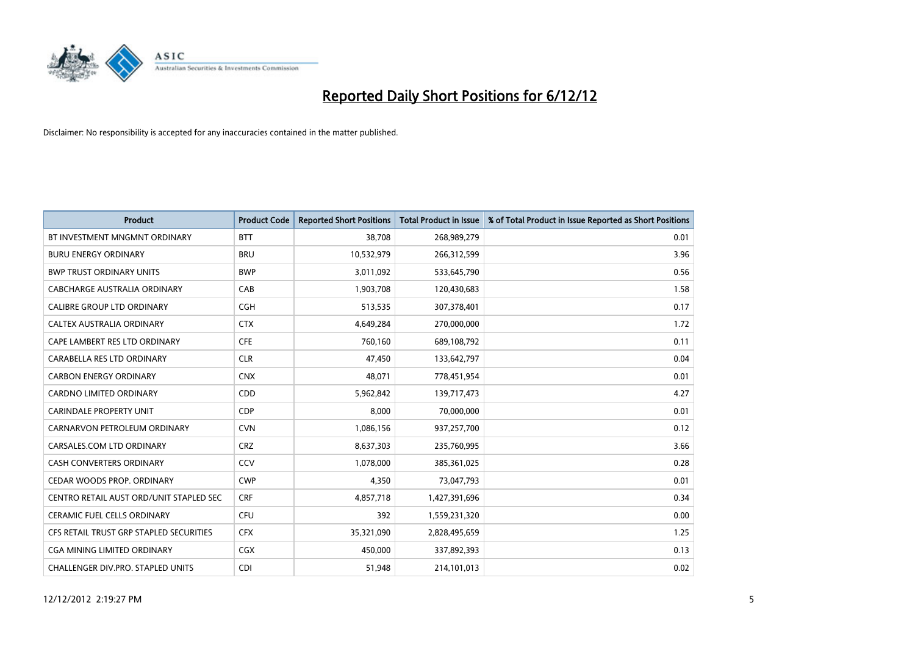# Reported Daily Short Positions for 6/12/12

Disclaimer: No responsibility is accepted for any inaccuracies contained in the matter published.

| Product | Product Code | Reported Short Positions | Total Product in Issue | % of Total Product in Issue Reported as Short Positions |
|---|---|---|---|---|
| BT INVESTMENT MNGMNT ORDINARY | BTT | 38,708 | 268,989,279 | 0.01 |
| BURU ENERGY ORDINARY | BRU | 10,532,979 | 266,312,599 | 3.96 |
| BWP TRUST ORDINARY UNITS | BWP | 3,011,092 | 533,645,790 | 0.56 |
| CABCHARGE AUSTRALIA ORDINARY | CAB | 1,903,708 | 120,430,683 | 1.58 |
| CALIBRE GROUP LTD ORDINARY | CGH | 513,535 | 307,378,401 | 0.17 |
| CALTEX AUSTRALIA ORDINARY | CTX | 4,649,284 | 270,000,000 | 1.72 |
| CAPE LAMBERT RES LTD ORDINARY | CFE | 760,160 | 689,108,792 | 0.11 |
| CARABELLA RES LTD ORDINARY | CLR | 47,450 | 133,642,797 | 0.04 |
| CARBON ENERGY ORDINARY | CNX | 48,071 | 778,451,954 | 0.01 |
| CARDNO LIMITED ORDINARY | CDD | 5,962,842 | 139,717,473 | 4.27 |
| CARINDALE PROPERTY UNIT | CDP | 8,000 | 70,000,000 | 0.01 |
| CARNARVON PETROLEUM ORDINARY | CVN | 1,086,156 | 937,257,700 | 0.12 |
| CARSALES.COM LTD ORDINARY | CRZ | 8,637,303 | 235,760,995 | 3.66 |
| CASH CONVERTERS ORDINARY | CCV | 1,078,000 | 385,361,025 | 0.28 |
| CEDAR WOODS PROP. ORDINARY | CWP | 4,350 | 73,047,793 | 0.01 |
| CENTRO RETAIL AUST ORD/UNIT STAPLED SEC | CRF | 4,857,718 | 1,427,391,696 | 0.34 |
| CERAMIC FUEL CELLS ORDINARY | CFU | 392 | 1,559,231,320 | 0.00 |
| CFS RETAIL TRUST GRP STAPLED SECURITIES | CFX | 35,321,090 | 2,828,495,659 | 1.25 |
| CGA MINING LIMITED ORDINARY | CGX | 450,000 | 337,892,393 | 0.13 |
| CHALLENGER DIV.PRO. STAPLED UNITS | CDI | 51,948 | 214,101,013 | 0.02 |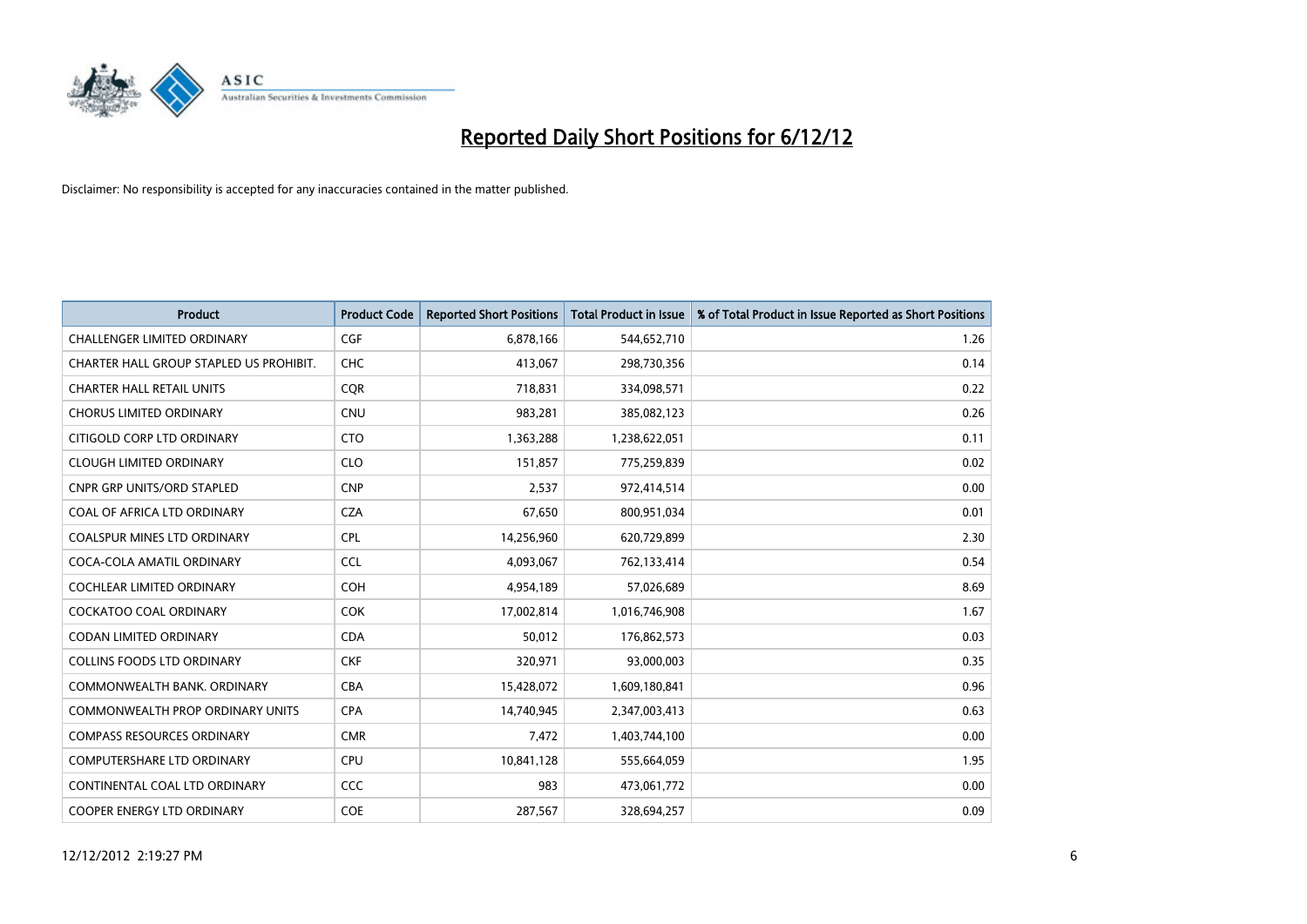# Reported Daily Short Positions for 6/12/12

Disclaimer: No responsibility is accepted for any inaccuracies contained in the matter published.

| Product | Product Code | Reported Short Positions | Total Product in Issue | % of Total Product in Issue Reported as Short Positions |
|---|---|---|---|---|
| CHALLENGER LIMITED ORDINARY | CGF | 6,878,166 | 544,652,710 | 1.26 |
| CHARTER HALL GROUP STAPLED US PROHIBIT. | CHC | 413,067 | 298,730,356 | 0.14 |
| CHARTER HALL RETAIL UNITS | CQR | 718,831 | 334,098,571 | 0.22 |
| CHORUS LIMITED ORDINARY | CNU | 983,281 | 385,082,123 | 0.26 |
| CITIGOLD CORP LTD ORDINARY | CTO | 1,363,288 | 1,238,622,051 | 0.11 |
| CLOUGH LIMITED ORDINARY | CLO | 151,857 | 775,259,839 | 0.02 |
| CNPR GRP UNITS/ORD STAPLED | CNP | 2,537 | 972,414,514 | 0.00 |
| COAL OF AFRICA LTD ORDINARY | CZA | 67,650 | 800,951,034 | 0.01 |
| COALSPUR MINES LTD ORDINARY | CPL | 14,256,960 | 620,729,899 | 2.30 |
| COCA-COLA AMATIL ORDINARY | CCL | 4,093,067 | 762,133,414 | 0.54 |
| COCHLEAR LIMITED ORDINARY | COH | 4,954,189 | 57,026,689 | 8.69 |
| COCKATOO COAL ORDINARY | COK | 17,002,814 | 1,016,746,908 | 1.67 |
| CODAN LIMITED ORDINARY | CDA | 50,012 | 176,862,573 | 0.03 |
| COLLINS FOODS LTD ORDINARY | CKF | 320,971 | 93,000,003 | 0.35 |
| COMMONWEALTH BANK. ORDINARY | CBA | 15,428,072 | 1,609,180,841 | 0.96 |
| COMMONWEALTH PROP ORDINARY UNITS | CPA | 14,740,945 | 2,347,003,413 | 0.63 |
| COMPASS RESOURCES ORDINARY | CMR | 7,472 | 1,403,744,100 | 0.00 |
| COMPUTERSHARE LTD ORDINARY | CPU | 10,841,128 | 555,664,059 | 1.95 |
| CONTINENTAL COAL LTD ORDINARY | CCC | 983 | 473,061,772 | 0.00 |
| COOPER ENERGY LTD ORDINARY | COE | 287,567 | 328,694,257 | 0.09 |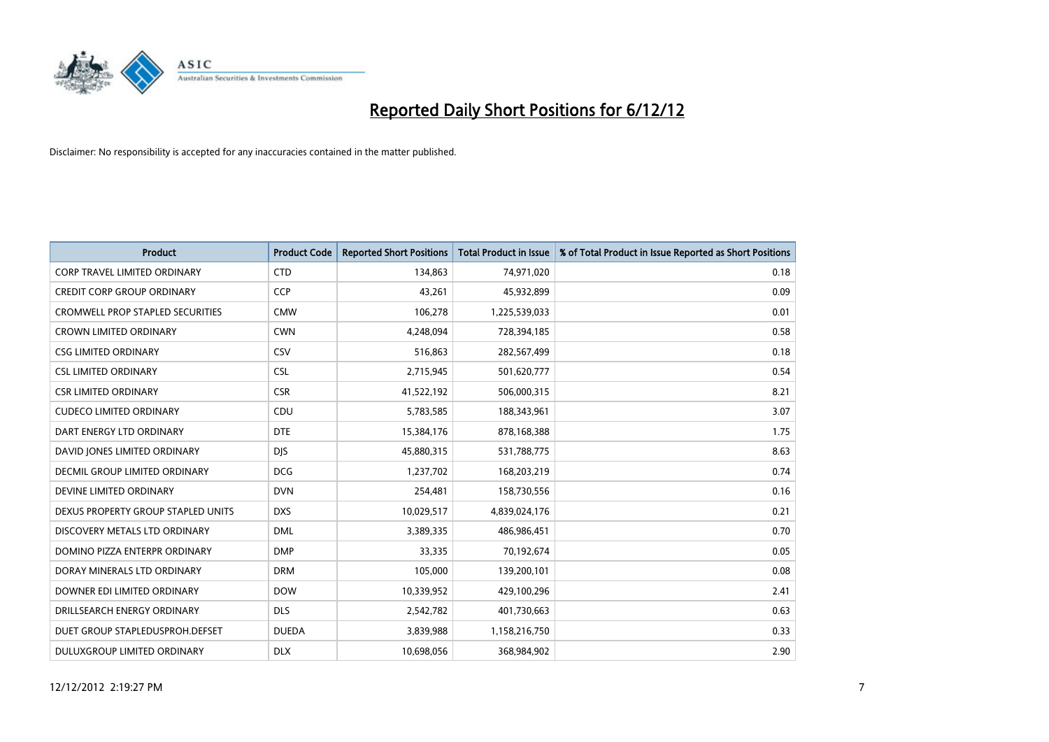# Reported Daily Short Positions for 6/12/12

Disclaimer: No responsibility is accepted for any inaccuracies contained in the matter published.

| Product | Product Code | Reported Short Positions | Total Product in Issue | % of Total Product in Issue Reported as Short Positions |
|---|---|---|---|---|
| CORP TRAVEL LIMITED ORDINARY | CTD | 134,863 | 74,971,020 | 0.18 |
| CREDIT CORP GROUP ORDINARY | CCP | 43,261 | 45,932,899 | 0.09 |
| CROMWELL PROP STAPLED SECURITIES | CMW | 106,278 | 1,225,539,033 | 0.01 |
| CROWN LIMITED ORDINARY | CWN | 4,248,094 | 728,394,185 | 0.58 |
| CSG LIMITED ORDINARY | CSV | 516,863 | 282,567,499 | 0.18 |
| CSL LIMITED ORDINARY | CSL | 2,715,945 | 501,620,777 | 0.54 |
| CSR LIMITED ORDINARY | CSR | 41,522,192 | 506,000,315 | 8.21 |
| CUDECO LIMITED ORDINARY | CDU | 5,783,585 | 188,343,961 | 3.07 |
| DART ENERGY LTD ORDINARY | DTE | 15,384,176 | 878,168,388 | 1.75 |
| DAVID JONES LIMITED ORDINARY | DJS | 45,880,315 | 531,788,775 | 8.63 |
| DECMIL GROUP LIMITED ORDINARY | DCG | 1,237,702 | 168,203,219 | 0.74 |
| DEVINE LIMITED ORDINARY | DVN | 254,481 | 158,730,556 | 0.16 |
| DEXUS PROPERTY GROUP STAPLED UNITS | DXS | 10,029,517 | 4,839,024,176 | 0.21 |
| DISCOVERY METALS LTD ORDINARY | DML | 3,389,335 | 486,986,451 | 0.70 |
| DOMINO PIZZA ENTERPR ORDINARY | DMP | 33,335 | 70,192,674 | 0.05 |
| DORAY MINERALS LTD ORDINARY | DRM | 105,000 | 139,200,101 | 0.08 |
| DOWNER EDI LIMITED ORDINARY | DOW | 10,339,952 | 429,100,296 | 2.41 |
| DRILLSEARCH ENERGY ORDINARY | DLS | 2,542,782 | 401,730,663 | 0.63 |
| DUET GROUP STAPLEDUSPROH.DEFSET | DUEDA | 3,839,988 | 1,158,216,750 | 0.33 |
| DULUXGROUP LIMITED ORDINARY | DLX | 10,698,056 | 368,984,902 | 2.90 |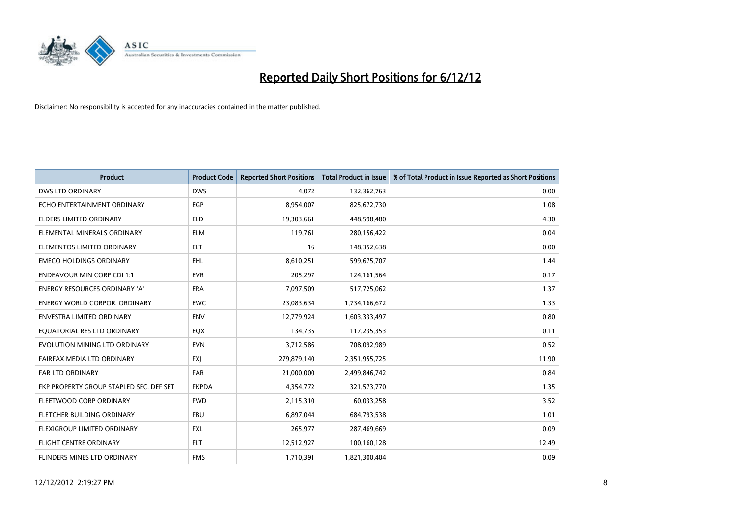# Reported Daily Short Positions for 6/12/12

Disclaimer: No responsibility is accepted for any inaccuracies contained in the matter published.

| Product | Product Code | Reported Short Positions | Total Product in Issue | % of Total Product in Issue Reported as Short Positions |
|---|---|---|---|---|
| DWS LTD ORDINARY | DWS | 4,072 | 132,362,763 | 0.00 |
| ECHO ENTERTAINMENT ORDINARY | EGP | 8,954,007 | 825,672,730 | 1.08 |
| ELDERS LIMITED ORDINARY | ELD | 19,303,661 | 448,598,480 | 4.30 |
| ELEMENTAL MINERALS ORDINARY | ELM | 119,761 | 280,156,422 | 0.04 |
| ELEMENTOS LIMITED ORDINARY | ELT | 16 | 148,352,638 | 0.00 |
| EMECO HOLDINGS ORDINARY | EHL | 8,610,251 | 599,675,707 | 1.44 |
| ENDEAVOUR MIN CORP CDI 1:1 | EVR | 205,297 | 124,161,564 | 0.17 |
| ENERGY RESOURCES ORDINARY 'A' | ERA | 7,097,509 | 517,725,062 | 1.37 |
| ENERGY WORLD CORPOR. ORDINARY | EWC | 23,083,634 | 1,734,166,672 | 1.33 |
| ENVESTRA LIMITED ORDINARY | ENV | 12,779,924 | 1,603,333,497 | 0.80 |
| EQUATORIAL RES LTD ORDINARY | EQX | 134,735 | 117,235,353 | 0.11 |
| EVOLUTION MINING LTD ORDINARY | EVN | 3,712,586 | 708,092,989 | 0.52 |
| FAIRFAX MEDIA LTD ORDINARY | FXJ | 279,879,140 | 2,351,955,725 | 11.90 |
| FAR LTD ORDINARY | FAR | 21,000,000 | 2,499,846,742 | 0.84 |
| FKP PROPERTY GROUP STAPLED SEC. DEF SET | FKPDA | 4,354,772 | 321,573,770 | 1.35 |
| FLEETWOOD CORP ORDINARY | FWD | 2,115,310 | 60,033,258 | 3.52 |
| FLETCHER BUILDING ORDINARY | FBU | 6,897,044 | 684,793,538 | 1.01 |
| FLEXIGROUP LIMITED ORDINARY | FXL | 265,977 | 287,469,669 | 0.09 |
| FLIGHT CENTRE ORDINARY | FLT | 12,512,927 | 100,160,128 | 12.49 |
| FLINDERS MINES LTD ORDINARY | FMS | 1,710,391 | 1,821,300,404 | 0.09 |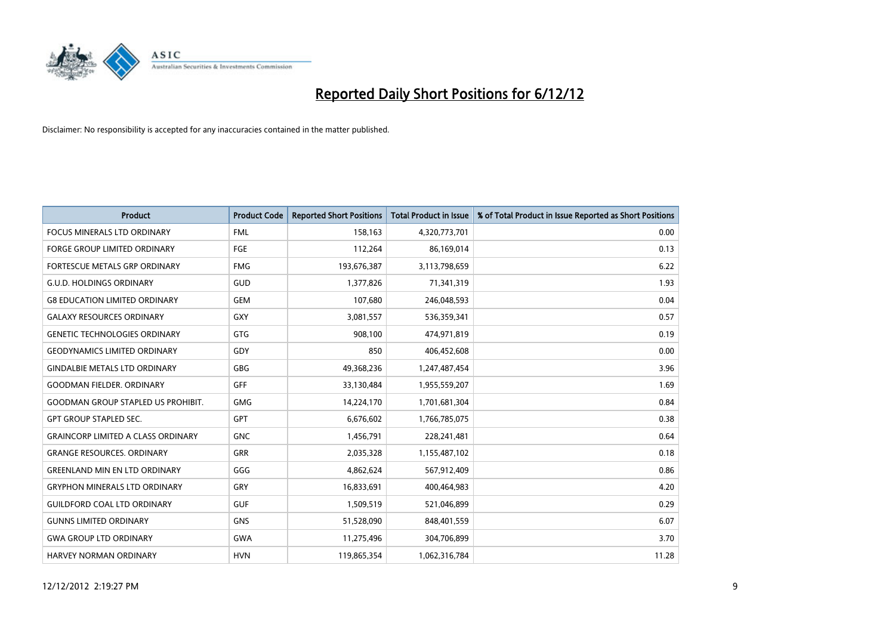# Reported Daily Short Positions for 6/12/12

Disclaimer: No responsibility is accepted for any inaccuracies contained in the matter published.

| Product | Product Code | Reported Short Positions | Total Product in Issue | % of Total Product in Issue Reported as Short Positions |
| --- | --- | --- | --- | --- |
| FOCUS MINERALS LTD ORDINARY | FML | 158,163 | 4,320,773,701 | 0.00 |
| FORGE GROUP LIMITED ORDINARY | FGE | 112,264 | 86,169,014 | 0.13 |
| FORTESCUE METALS GRP ORDINARY | FMG | 193,676,387 | 3,113,798,659 | 6.22 |
| G.U.D. HOLDINGS ORDINARY | GUD | 1,377,826 | 71,341,319 | 1.93 |
| G8 EDUCATION LIMITED ORDINARY | GEM | 107,680 | 246,048,593 | 0.04 |
| GALAXY RESOURCES ORDINARY | GXY | 3,081,557 | 536,359,341 | 0.57 |
| GENETIC TECHNOLOGIES ORDINARY | GTG | 908,100 | 474,971,819 | 0.19 |
| GEODYNAMICS LIMITED ORDINARY | GDY | 850 | 406,452,608 | 0.00 |
| GINDALBIE METALS LTD ORDINARY | GBG | 49,368,236 | 1,247,487,454 | 3.96 |
| GOODMAN FIELDER. ORDINARY | GFF | 33,130,484 | 1,955,559,207 | 1.69 |
| GOODMAN GROUP STAPLED US PROHIBIT. | GMG | 14,224,170 | 1,701,681,304 | 0.84 |
| GPT GROUP STAPLED SEC. | GPT | 6,676,602 | 1,766,785,075 | 0.38 |
| GRAINCORP LIMITED A CLASS ORDINARY | GNC | 1,456,791 | 228,241,481 | 0.64 |
| GRANGE RESOURCES. ORDINARY | GRR | 2,035,328 | 1,155,487,102 | 0.18 |
| GREENLAND MIN EN LTD ORDINARY | GGG | 4,862,624 | 567,912,409 | 0.86 |
| GRYPHON MINERALS LTD ORDINARY | GRY | 16,833,691 | 400,464,983 | 4.20 |
| GUILDFORD COAL LTD ORDINARY | GUF | 1,509,519 | 521,046,899 | 0.29 |
| GUNNS LIMITED ORDINARY | GNS | 51,528,090 | 848,401,559 | 6.07 |
| GWA GROUP LTD ORDINARY | GWA | 11,275,496 | 304,706,899 | 3.70 |
| HARVEY NORMAN ORDINARY | HVN | 119,865,354 | 1,062,316,784 | 11.28 |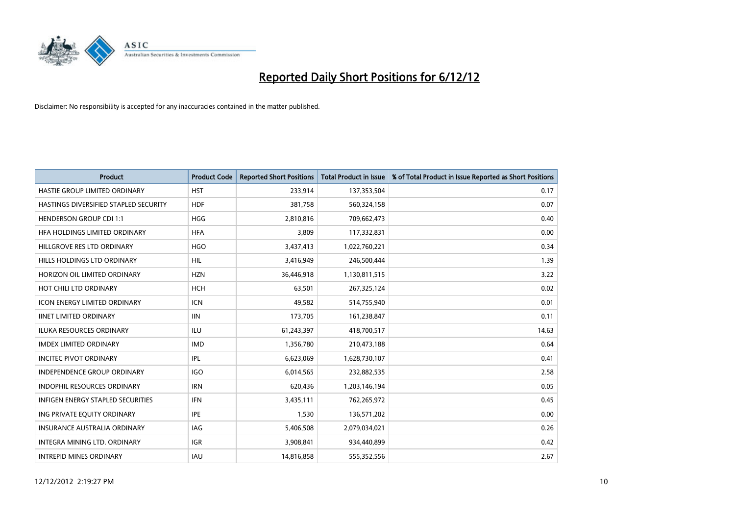# Reported Daily Short Positions for 6/12/12

Disclaimer: No responsibility is accepted for any inaccuracies contained in the matter published.

| Product | Product Code | Reported Short Positions | Total Product in Issue | % of Total Product in Issue Reported as Short Positions |
|---|---|---|---|---|
| HASTIE GROUP LIMITED ORDINARY | HST | 233,914 | 137,353,504 | 0.17 |
| HASTINGS DIVERSIFIED STAPLED SECURITY | HDF | 381,758 | 560,324,158 | 0.07 |
| HENDERSON GROUP CDI 1:1 | HGG | 2,810,816 | 709,662,473 | 0.40 |
| HFA HOLDINGS LIMITED ORDINARY | HFA | 3,809 | 117,332,831 | 0.00 |
| HILLGROVE RES LTD ORDINARY | HGO | 3,437,413 | 1,022,760,221 | 0.34 |
| HILLS HOLDINGS LTD ORDINARY | HIL | 3,416,949 | 246,500,444 | 1.39 |
| HORIZON OIL LIMITED ORDINARY | HZN | 36,446,918 | 1,130,811,515 | 3.22 |
| HOT CHILI LTD ORDINARY | HCH | 63,501 | 267,325,124 | 0.02 |
| ICON ENERGY LIMITED ORDINARY | ICN | 49,582 | 514,755,940 | 0.01 |
| IINET LIMITED ORDINARY | IIN | 173,705 | 161,238,847 | 0.11 |
| ILUKA RESOURCES ORDINARY | ILU | 61,243,397 | 418,700,517 | 14.63 |
| IMDEX LIMITED ORDINARY | IMD | 1,356,780 | 210,473,188 | 0.64 |
| INCITEC PIVOT ORDINARY | IPL | 6,623,069 | 1,628,730,107 | 0.41 |
| INDEPENDENCE GROUP ORDINARY | IGO | 6,014,565 | 232,882,535 | 2.58 |
| INDOPHIL RESOURCES ORDINARY | IRN | 620,436 | 1,203,146,194 | 0.05 |
| INFIGEN ENERGY STAPLED SECURITIES | IFN | 3,435,111 | 762,265,972 | 0.45 |
| ING PRIVATE EQUITY ORDINARY | IPE | 1,530 | 136,571,202 | 0.00 |
| INSURANCE AUSTRALIA ORDINARY | IAG | 5,406,508 | 2,079,034,021 | 0.26 |
| INTEGRA MINING LTD. ORDINARY | IGR | 3,908,841 | 934,440,899 | 0.42 |
| INTREPID MINES ORDINARY | IAU | 14,816,858 | 555,352,556 | 2.67 |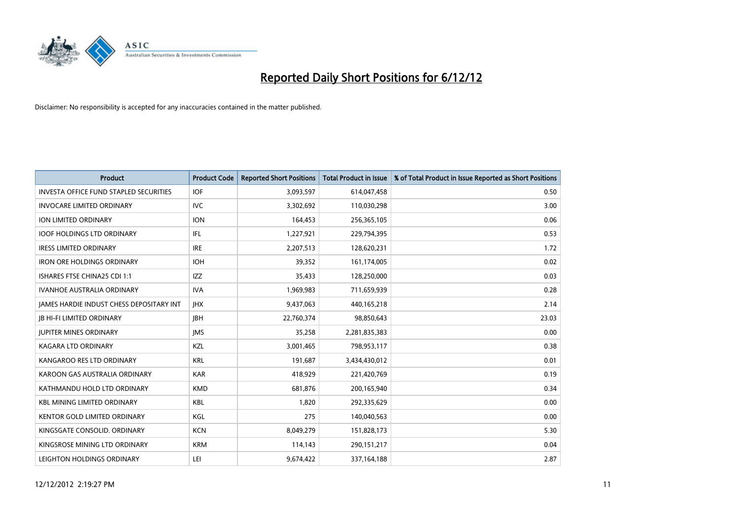# Reported Daily Short Positions for 6/12/12

Disclaimer: No responsibility is accepted for any inaccuracies contained in the matter published.

| Product | Product Code | Reported Short Positions | Total Product in Issue | % of Total Product in Issue Reported as Short Positions |
|---|---|---|---|---|
| INVESTA OFFICE FUND STAPLED SECURITIES | IOF | 3,093,597 | 614,047,458 | 0.50 |
| INVOCARE LIMITED ORDINARY | IVC | 3,302,692 | 110,030,298 | 3.00 |
| ION LIMITED ORDINARY | ION | 164,453 | 256,365,105 | 0.06 |
| IOOF HOLDINGS LTD ORDINARY | IFL | 1,227,921 | 229,794,395 | 0.53 |
| IRESS LIMITED ORDINARY | IRE | 2,207,513 | 128,620,231 | 1.72 |
| IRON ORE HOLDINGS ORDINARY | IOH | 39,352 | 161,174,005 | 0.02 |
| ISHARES FTSE CHINA25 CDI 1:1 | IZZ | 35,433 | 128,250,000 | 0.03 |
| IVANHOE AUSTRALIA ORDINARY | IVA | 1,969,983 | 711,659,939 | 0.28 |
| JAMES HARDIE INDUST CHESS DEPOSITARY INT | JHX | 9,437,063 | 440,165,218 | 2.14 |
| JB HI-FI LIMITED ORDINARY | JBH | 22,760,374 | 98,850,643 | 23.03 |
| JUPITER MINES ORDINARY | JMS | 35,258 | 2,281,835,383 | 0.00 |
| KAGARA LTD ORDINARY | KZL | 3,001,465 | 798,953,117 | 0.38 |
| KANGAROO RES LTD ORDINARY | KRL | 191,687 | 3,434,430,012 | 0.01 |
| KAROON GAS AUSTRALIA ORDINARY | KAR | 418,929 | 221,420,769 | 0.19 |
| KATHMANDU HOLD LTD ORDINARY | KMD | 681,876 | 200,165,940 | 0.34 |
| KBL MINING LIMITED ORDINARY | KBL | 1,820 | 292,335,629 | 0.00 |
| KENTOR GOLD LIMITED ORDINARY | KGL | 275 | 140,040,563 | 0.00 |
| KINGSGATE CONSOLID. ORDINARY | KCN | 8,049,279 | 151,828,173 | 5.30 |
| KINGSROSE MINING LTD ORDINARY | KRM | 114,143 | 290,151,217 | 0.04 |
| LEIGHTON HOLDINGS ORDINARY | LEI | 9,674,422 | 337,164,188 | 2.87 |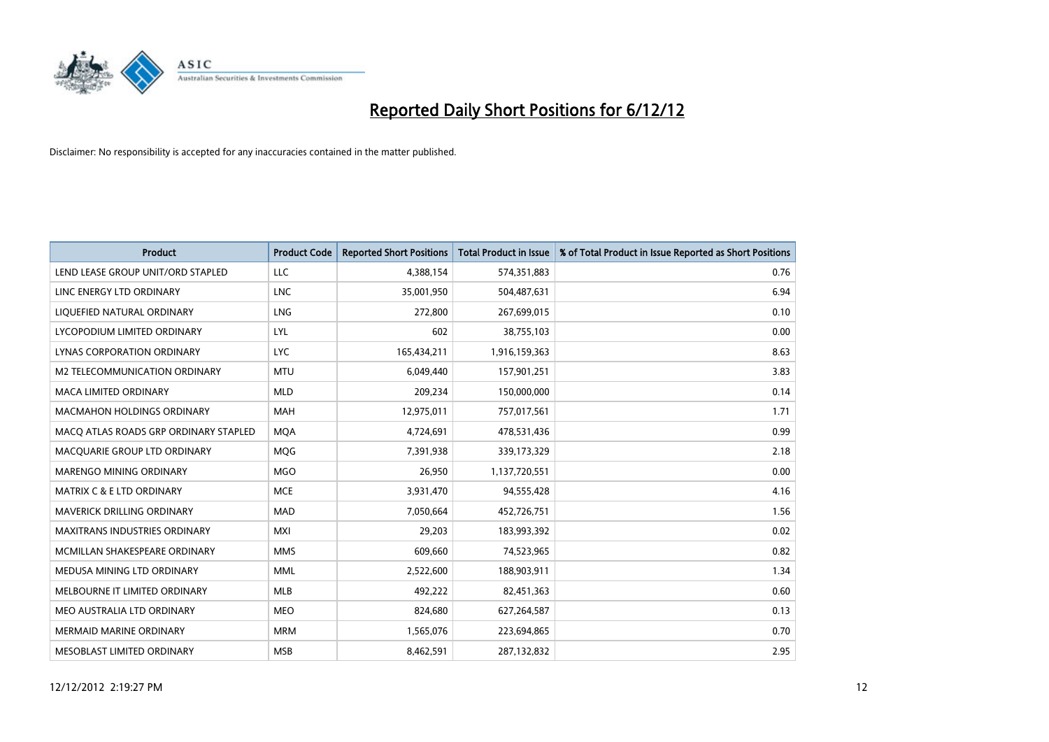# Reported Daily Short Positions for 6/12/12

Disclaimer: No responsibility is accepted for any inaccuracies contained in the matter published.

| Product | Product Code | Reported Short Positions | Total Product in Issue | % of Total Product in Issue Reported as Short Positions |
|---|---|---|---|---|
| LEND LEASE GROUP UNIT/ORD STAPLED | LLC | 4,388,154 | 574,351,883 | 0.76 |
| LINC ENERGY LTD ORDINARY | LNC | 35,001,950 | 504,487,631 | 6.94 |
| LIQUEFIED NATURAL ORDINARY | LNG | 272,800 | 267,699,015 | 0.10 |
| LYCOPODIUM LIMITED ORDINARY | LYL | 602 | 38,755,103 | 0.00 |
| LYNAS CORPORATION ORDINARY | LYC | 165,434,211 | 1,916,159,363 | 8.63 |
| M2 TELECOMMUNICATION ORDINARY | MTU | 6,049,440 | 157,901,251 | 3.83 |
| MACA LIMITED ORDINARY | MLD | 209,234 | 150,000,000 | 0.14 |
| MACMAHON HOLDINGS ORDINARY | MAH | 12,975,011 | 757,017,561 | 1.71 |
| MACQ ATLAS ROADS GRP ORDINARY STAPLED | MQA | 4,724,691 | 478,531,436 | 0.99 |
| MACQUARIE GROUP LTD ORDINARY | MQG | 7,391,938 | 339,173,329 | 2.18 |
| MARENGO MINING ORDINARY | MGO | 26,950 | 1,137,720,551 | 0.00 |
| MATRIX C & E LTD ORDINARY | MCE | 3,931,470 | 94,555,428 | 4.16 |
| MAVERICK DRILLING ORDINARY | MAD | 7,050,664 | 452,726,751 | 1.56 |
| MAXITRANS INDUSTRIES ORDINARY | MXI | 29,203 | 183,993,392 | 0.02 |
| MCMILLAN SHAKESPEARE ORDINARY | MMS | 609,660 | 74,523,965 | 0.82 |
| MEDUSA MINING LTD ORDINARY | MML | 2,522,600 | 188,903,911 | 1.34 |
| MELBOURNE IT LIMITED ORDINARY | MLB | 492,222 | 82,451,363 | 0.60 |
| MEO AUSTRALIA LTD ORDINARY | MEO | 824,680 | 627,264,587 | 0.13 |
| MERMAID MARINE ORDINARY | MRM | 1,565,076 | 223,694,865 | 0.70 |
| MESOBLAST LIMITED ORDINARY | MSB | 8,462,591 | 287,132,832 | 2.95 |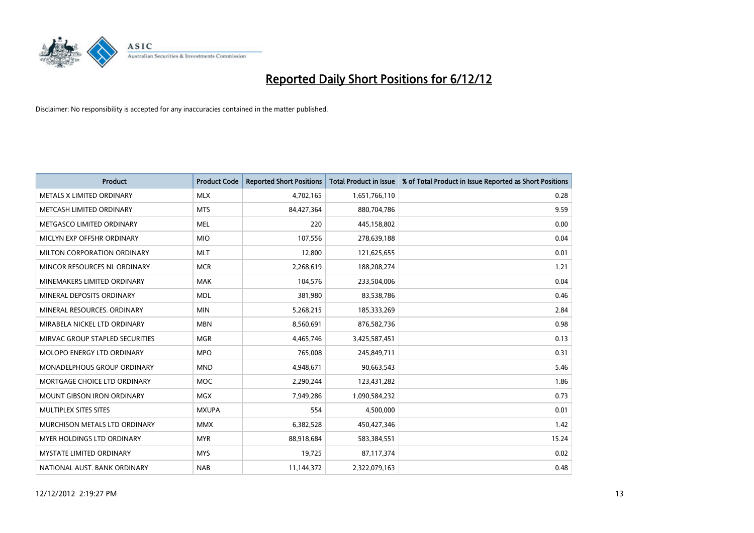# Reported Daily Short Positions for 6/12/12

Disclaimer: No responsibility is accepted for any inaccuracies contained in the matter published.

| Product | Product Code | Reported Short Positions | Total Product in Issue | % of Total Product in Issue Reported as Short Positions |
|---|---|---|---|---|
| METALS X LIMITED ORDINARY | MLX | 4,702,165 | 1,651,766,110 | 0.28 |
| METCASH LIMITED ORDINARY | MTS | 84,427,364 | 880,704,786 | 9.59 |
| METGASCO LIMITED ORDINARY | MEL | 220 | 445,158,802 | 0.00 |
| MICLYN EXP OFFSHR ORDINARY | MIO | 107,556 | 278,639,188 | 0.04 |
| MILTON CORPORATION ORDINARY | MLT | 12,800 | 121,625,655 | 0.01 |
| MINCOR RESOURCES NL ORDINARY | MCR | 2,268,619 | 188,208,274 | 1.21 |
| MINEMAKERS LIMITED ORDINARY | MAK | 104,576 | 233,504,006 | 0.04 |
| MINERAL DEPOSITS ORDINARY | MDL | 381,980 | 83,538,786 | 0.46 |
| MINERAL RESOURCES. ORDINARY | MIN | 5,268,215 | 185,333,269 | 2.84 |
| MIRABELA NICKEL LTD ORDINARY | MBN | 8,560,691 | 876,582,736 | 0.98 |
| MIRVAC GROUP STAPLED SECURITIES | MGR | 4,465,746 | 3,425,587,451 | 0.13 |
| MOLOPO ENERGY LTD ORDINARY | MPO | 765,008 | 245,849,711 | 0.31 |
| MONADELPHOUS GROUP ORDINARY | MND | 4,948,671 | 90,663,543 | 5.46 |
| MORTGAGE CHOICE LTD ORDINARY | MOC | 2,290,244 | 123,431,282 | 1.86 |
| MOUNT GIBSON IRON ORDINARY | MGX | 7,949,286 | 1,090,584,232 | 0.73 |
| MULTIPLEX SITES SITES | MXUPA | 554 | 4,500,000 | 0.01 |
| MURCHISON METALS LTD ORDINARY | MMX | 6,382,528 | 450,427,346 | 1.42 |
| MYER HOLDINGS LTD ORDINARY | MYR | 88,918,684 | 583,384,551 | 15.24 |
| MYSTATE LIMITED ORDINARY | MYS | 19,725 | 87,117,374 | 0.02 |
| NATIONAL AUST. BANK ORDINARY | NAB | 11,144,372 | 2,322,079,163 | 0.48 |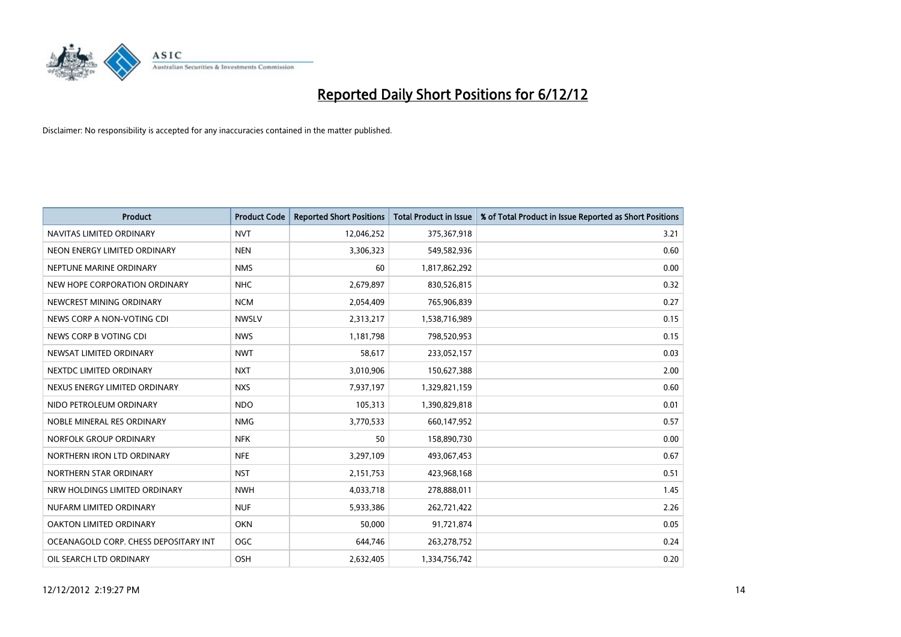# Reported Daily Short Positions for 6/12/12

Disclaimer: No responsibility is accepted for any inaccuracies contained in the matter published.

| Product | Product Code | Reported Short Positions | Total Product in Issue | % of Total Product in Issue Reported as Short Positions |
|---|---|---|---|---|
| NAVITAS LIMITED ORDINARY | NVT | 12,046,252 | 375,367,918 | 3.21 |
| NEON ENERGY LIMITED ORDINARY | NEN | 3,306,323 | 549,582,936 | 0.60 |
| NEPTUNE MARINE ORDINARY | NMS | 60 | 1,817,862,292 | 0.00 |
| NEW HOPE CORPORATION ORDINARY | NHC | 2,679,897 | 830,526,815 | 0.32 |
| NEWCREST MINING ORDINARY | NCM | 2,054,409 | 765,906,839 | 0.27 |
| NEWS CORP A NON-VOTING CDI | NWSLV | 2,313,217 | 1,538,716,989 | 0.15 |
| NEWS CORP B VOTING CDI | NWS | 1,181,798 | 798,520,953 | 0.15 |
| NEWSAT LIMITED ORDINARY | NWT | 58,617 | 233,052,157 | 0.03 |
| NEXTDC LIMITED ORDINARY | NXT | 3,010,906 | 150,627,388 | 2.00 |
| NEXUS ENERGY LIMITED ORDINARY | NXS | 7,937,197 | 1,329,821,159 | 0.60 |
| NIDO PETROLEUM ORDINARY | NDO | 105,313 | 1,390,829,818 | 0.01 |
| NOBLE MINERAL RES ORDINARY | NMG | 3,770,533 | 660,147,952 | 0.57 |
| NORFOLK GROUP ORDINARY | NFK | 50 | 158,890,730 | 0.00 |
| NORTHERN IRON LTD ORDINARY | NFE | 3,297,109 | 493,067,453 | 0.67 |
| NORTHERN STAR ORDINARY | NST | 2,151,753 | 423,968,168 | 0.51 |
| NRW HOLDINGS LIMITED ORDINARY | NWH | 4,033,718 | 278,888,011 | 1.45 |
| NUFARM LIMITED ORDINARY | NUF | 5,933,386 | 262,721,422 | 2.26 |
| OAKTON LIMITED ORDINARY | OKN | 50,000 | 91,721,874 | 0.05 |
| OCEANAGOLD CORP. CHESS DEPOSITARY INT | OGC | 644,746 | 263,278,752 | 0.24 |
| OIL SEARCH LTD ORDINARY | OSH | 2,632,405 | 1,334,756,742 | 0.20 |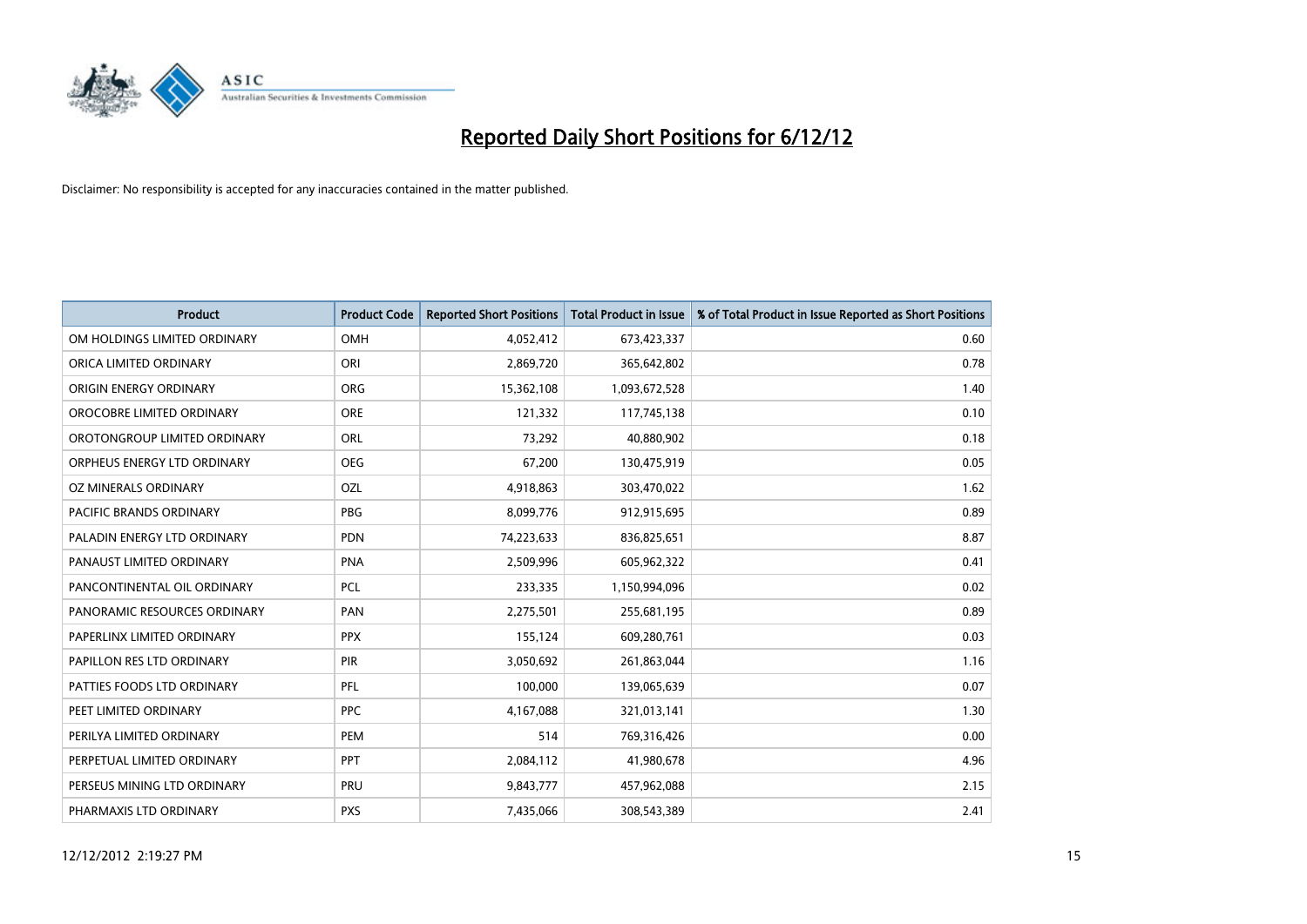# Reported Daily Short Positions for 6/12/12

Disclaimer: No responsibility is accepted for any inaccuracies contained in the matter published.

| Product | Product Code | Reported Short Positions | Total Product in Issue | % of Total Product in Issue Reported as Short Positions |
|---|---|---|---|---|
| OM HOLDINGS LIMITED ORDINARY | OMH | 4,052,412 | 673,423,337 | 0.60 |
| ORICA LIMITED ORDINARY | ORI | 2,869,720 | 365,642,802 | 0.78 |
| ORIGIN ENERGY ORDINARY | ORG | 15,362,108 | 1,093,672,528 | 1.40 |
| OROCOBRE LIMITED ORDINARY | ORE | 121,332 | 117,745,138 | 0.10 |
| OROTONGROUP LIMITED ORDINARY | ORL | 73,292 | 40,880,902 | 0.18 |
| ORPHEUS ENERGY LTD ORDINARY | OEG | 67,200 | 130,475,919 | 0.05 |
| OZ MINERALS ORDINARY | OZL | 4,918,863 | 303,470,022 | 1.62 |
| PACIFIC BRANDS ORDINARY | PBG | 8,099,776 | 912,915,695 | 0.89 |
| PALADIN ENERGY LTD ORDINARY | PDN | 74,223,633 | 836,825,651 | 8.87 |
| PANAUST LIMITED ORDINARY | PNA | 2,509,996 | 605,962,322 | 0.41 |
| PANCONTINENTAL OIL ORDINARY | PCL | 233,335 | 1,150,994,096 | 0.02 |
| PANORAMIC RESOURCES ORDINARY | PAN | 2,275,501 | 255,681,195 | 0.89 |
| PAPERLINX LIMITED ORDINARY | PPX | 155,124 | 609,280,761 | 0.03 |
| PAPILLON RES LTD ORDINARY | PIR | 3,050,692 | 261,863,044 | 1.16 |
| PATTIES FOODS LTD ORDINARY | PFL | 100,000 | 139,065,639 | 0.07 |
| PEET LIMITED ORDINARY | PPC | 4,167,088 | 321,013,141 | 1.30 |
| PERILYA LIMITED ORDINARY | PEM | 514 | 769,316,426 | 0.00 |
| PERPETUAL LIMITED ORDINARY | PPT | 2,084,112 | 41,980,678 | 4.96 |
| PERSEUS MINING LTD ORDINARY | PRU | 9,843,777 | 457,962,088 | 2.15 |
| PHARMAXIS LTD ORDINARY | PXS | 7,435,066 | 308,543,389 | 2.41 |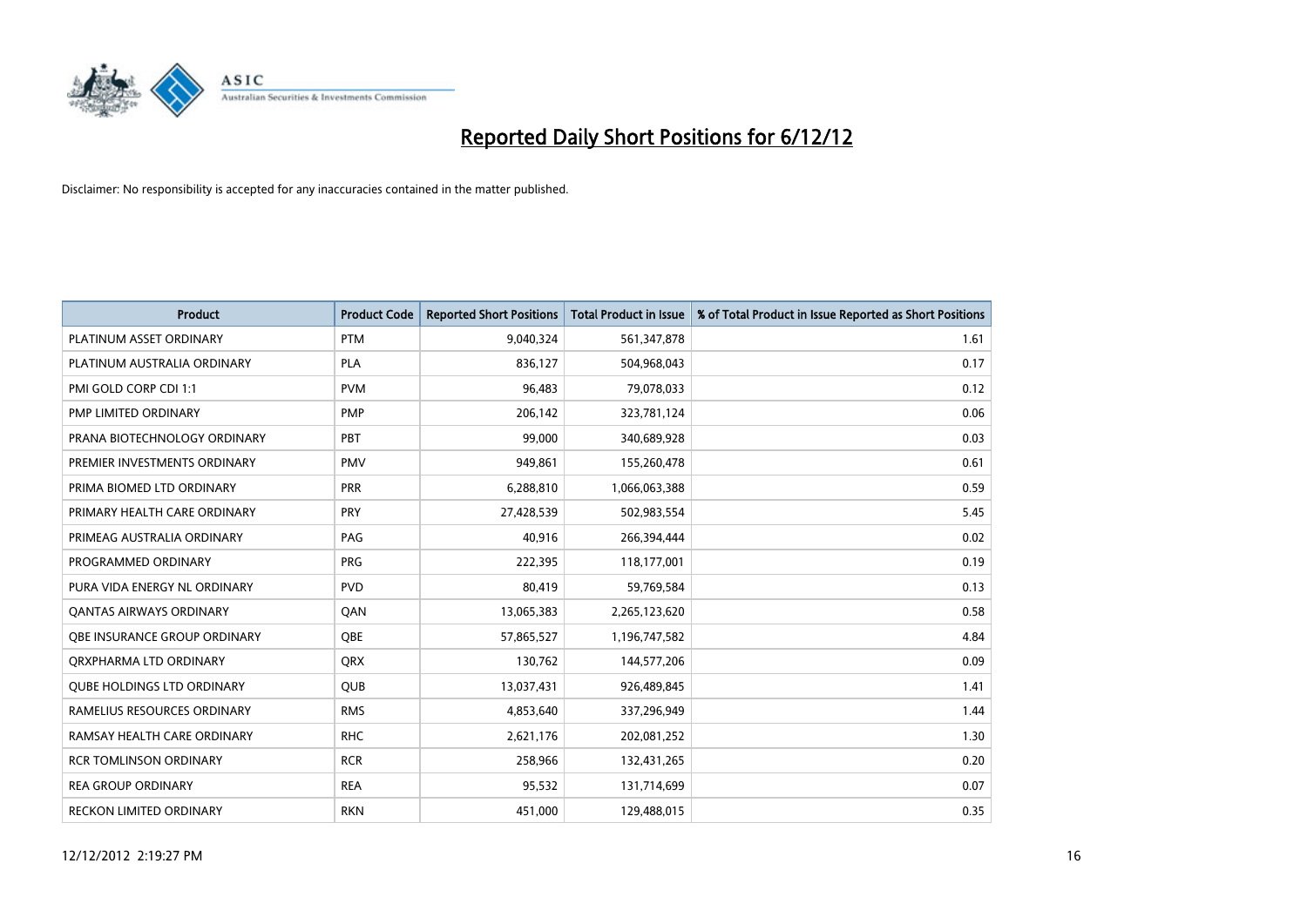# Reported Daily Short Positions for 6/12/12

Disclaimer: No responsibility is accepted for any inaccuracies contained in the matter published.

| Product | Product Code | Reported Short Positions | Total Product in Issue | % of Total Product in Issue Reported as Short Positions |
|---|---|---|---|---|
| PLATINUM ASSET ORDINARY | PTM | 9,040,324 | 561,347,878 | 1.61 |
| PLATINUM AUSTRALIA ORDINARY | PLA | 836,127 | 504,968,043 | 0.17 |
| PMI GOLD CORP CDI 1:1 | PVM | 96,483 | 79,078,033 | 0.12 |
| PMP LIMITED ORDINARY | PMP | 206,142 | 323,781,124 | 0.06 |
| PRANA BIOTECHNOLOGY ORDINARY | PBT | 99,000 | 340,689,928 | 0.03 |
| PREMIER INVESTMENTS ORDINARY | PMV | 949,861 | 155,260,478 | 0.61 |
| PRIMA BIOMED LTD ORDINARY | PRR | 6,288,810 | 1,066,063,388 | 0.59 |
| PRIMARY HEALTH CARE ORDINARY | PRY | 27,428,539 | 502,983,554 | 5.45 |
| PRIMEAG AUSTRALIA ORDINARY | PAG | 40,916 | 266,394,444 | 0.02 |
| PROGRAMMED ORDINARY | PRG | 222,395 | 118,177,001 | 0.19 |
| PURA VIDA ENERGY NL ORDINARY | PVD | 80,419 | 59,769,584 | 0.13 |
| QANTAS AIRWAYS ORDINARY | QAN | 13,065,383 | 2,265,123,620 | 0.58 |
| QBE INSURANCE GROUP ORDINARY | QBE | 57,865,527 | 1,196,747,582 | 4.84 |
| QRXPHARMA LTD ORDINARY | QRX | 130,762 | 144,577,206 | 0.09 |
| QUBE HOLDINGS LTD ORDINARY | QUB | 13,037,431 | 926,489,845 | 1.41 |
| RAMELIUS RESOURCES ORDINARY | RMS | 4,853,640 | 337,296,949 | 1.44 |
| RAMSAY HEALTH CARE ORDINARY | RHC | 2,621,176 | 202,081,252 | 1.30 |
| RCR TOMLINSON ORDINARY | RCR | 258,966 | 132,431,265 | 0.20 |
| REA GROUP ORDINARY | REA | 95,532 | 131,714,699 | 0.07 |
| RECKON LIMITED ORDINARY | RKN | 451,000 | 129,488,015 | 0.35 |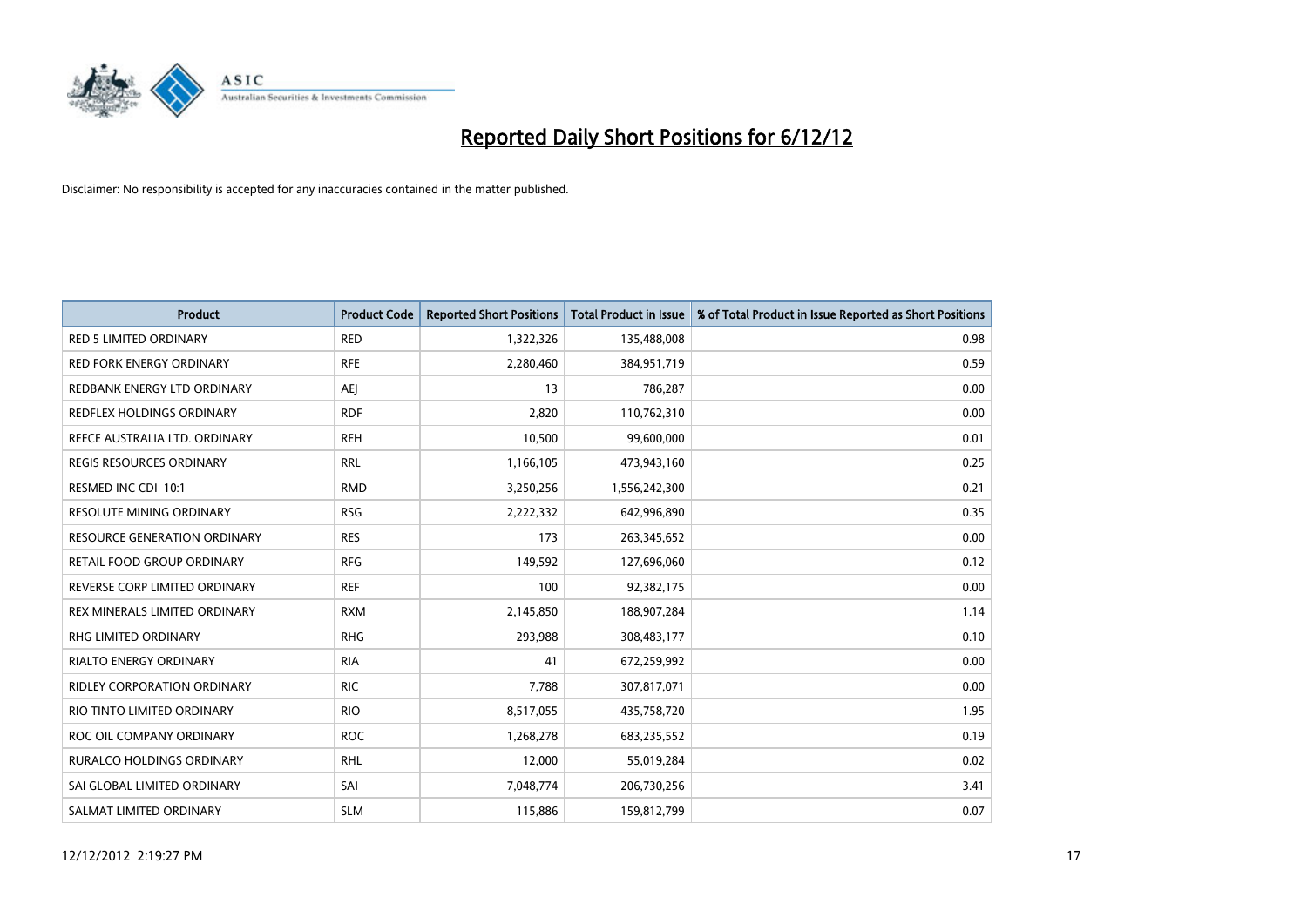# Reported Daily Short Positions for 6/12/12

Disclaimer: No responsibility is accepted for any inaccuracies contained in the matter published.

| Product | Product Code | Reported Short Positions | Total Product in Issue | % of Total Product in Issue Reported as Short Positions |
|---|---|---|---|---|
| RED 5 LIMITED ORDINARY | RED | 1,322,326 | 135,488,008 | 0.98 |
| RED FORK ENERGY ORDINARY | RFE | 2,280,460 | 384,951,719 | 0.59 |
| REDBANK ENERGY LTD ORDINARY | AEJ | 13 | 786,287 | 0.00 |
| REDFLEX HOLDINGS ORDINARY | RDF | 2,820 | 110,762,310 | 0.00 |
| REECE AUSTRALIA LTD. ORDINARY | REH | 10,500 | 99,600,000 | 0.01 |
| REGIS RESOURCES ORDINARY | RRL | 1,166,105 | 473,943,160 | 0.25 |
| RESMED INC CDI 10:1 | RMD | 3,250,256 | 1,556,242,300 | 0.21 |
| RESOLUTE MINING ORDINARY | RSG | 2,222,332 | 642,996,890 | 0.35 |
| RESOURCE GENERATION ORDINARY | RES | 173 | 263,345,652 | 0.00 |
| RETAIL FOOD GROUP ORDINARY | RFG | 149,592 | 127,696,060 | 0.12 |
| REVERSE CORP LIMITED ORDINARY | REF | 100 | 92,382,175 | 0.00 |
| REX MINERALS LIMITED ORDINARY | RXM | 2,145,850 | 188,907,284 | 1.14 |
| RHG LIMITED ORDINARY | RHG | 293,988 | 308,483,177 | 0.10 |
| RIALTO ENERGY ORDINARY | RIA | 41 | 672,259,992 | 0.00 |
| RIDLEY CORPORATION ORDINARY | RIC | 7,788 | 307,817,071 | 0.00 |
| RIO TINTO LIMITED ORDINARY | RIO | 8,517,055 | 435,758,720 | 1.95 |
| ROC OIL COMPANY ORDINARY | ROC | 1,268,278 | 683,235,552 | 0.19 |
| RURALCO HOLDINGS ORDINARY | RHL | 12,000 | 55,019,284 | 0.02 |
| SAI GLOBAL LIMITED ORDINARY | SAI | 7,048,774 | 206,730,256 | 3.41 |
| SALMAT LIMITED ORDINARY | SLM | 115,886 | 159,812,799 | 0.07 |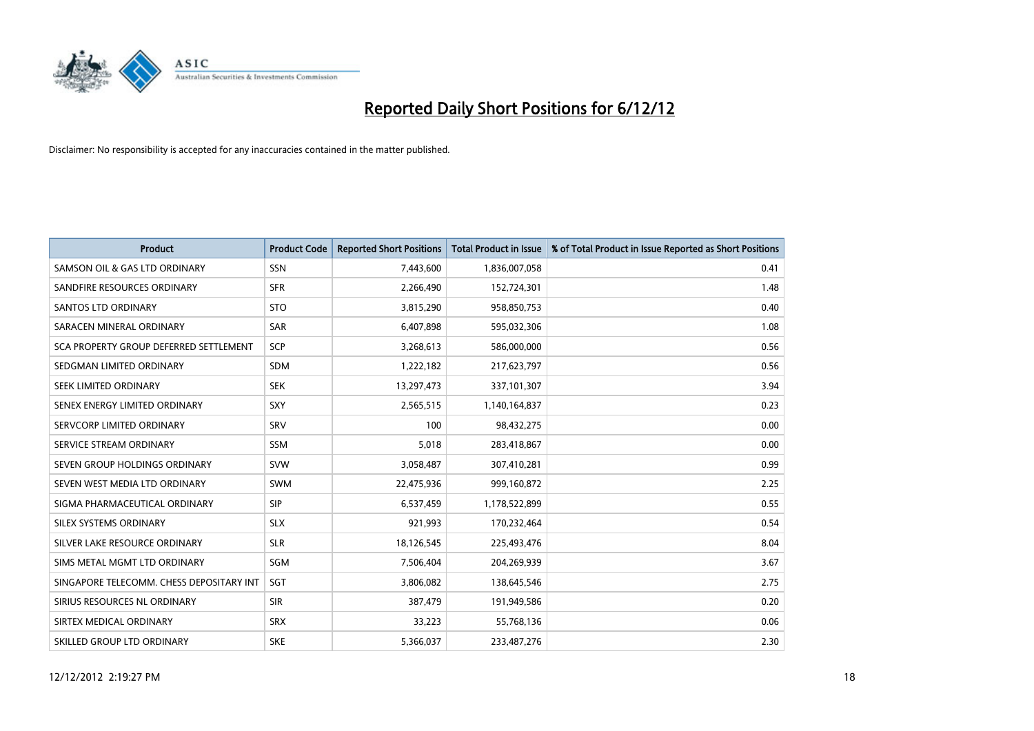# Reported Daily Short Positions for 6/12/12

Disclaimer: No responsibility is accepted for any inaccuracies contained in the matter published.

| Product | Product Code | Reported Short Positions | Total Product in Issue | % of Total Product in Issue Reported as Short Positions |
|---|---|---|---|---|
| SAMSON OIL & GAS LTD ORDINARY | SSN | 7,443,600 | 1,836,007,058 | 0.41 |
| SANDFIRE RESOURCES ORDINARY | SFR | 2,266,490 | 152,724,301 | 1.48 |
| SANTOS LTD ORDINARY | STO | 3,815,290 | 958,850,753 | 0.40 |
| SARACEN MINERAL ORDINARY | SAR | 6,407,898 | 595,032,306 | 1.08 |
| SCA PROPERTY GROUP DEFERRED SETTLEMENT | SCP | 3,268,613 | 586,000,000 | 0.56 |
| SEDGMAN LIMITED ORDINARY | SDM | 1,222,182 | 217,623,797 | 0.56 |
| SEEK LIMITED ORDINARY | SEK | 13,297,473 | 337,101,307 | 3.94 |
| SENEX ENERGY LIMITED ORDINARY | SXY | 2,565,515 | 1,140,164,837 | 0.23 |
| SERVCORP LIMITED ORDINARY | SRV | 100 | 98,432,275 | 0.00 |
| SERVICE STREAM ORDINARY | SSM | 5,018 | 283,418,867 | 0.00 |
| SEVEN GROUP HOLDINGS ORDINARY | SVW | 3,058,487 | 307,410,281 | 0.99 |
| SEVEN WEST MEDIA LTD ORDINARY | SWM | 22,475,936 | 999,160,872 | 2.25 |
| SIGMA PHARMACEUTICAL ORDINARY | SIP | 6,537,459 | 1,178,522,899 | 0.55 |
| SILEX SYSTEMS ORDINARY | SLX | 921,993 | 170,232,464 | 0.54 |
| SILVER LAKE RESOURCE ORDINARY | SLR | 18,126,545 | 225,493,476 | 8.04 |
| SIMS METAL MGMT LTD ORDINARY | SGM | 7,506,404 | 204,269,939 | 3.67 |
| SINGAPORE TELECOMM. CHESS DEPOSITARY INT | SGT | 3,806,082 | 138,645,546 | 2.75 |
| SIRIUS RESOURCES NL ORDINARY | SIR | 387,479 | 191,949,586 | 0.20 |
| SIRTEX MEDICAL ORDINARY | SRX | 33,223 | 55,768,136 | 0.06 |
| SKILLED GROUP LTD ORDINARY | SKE | 5,366,037 | 233,487,276 | 2.30 |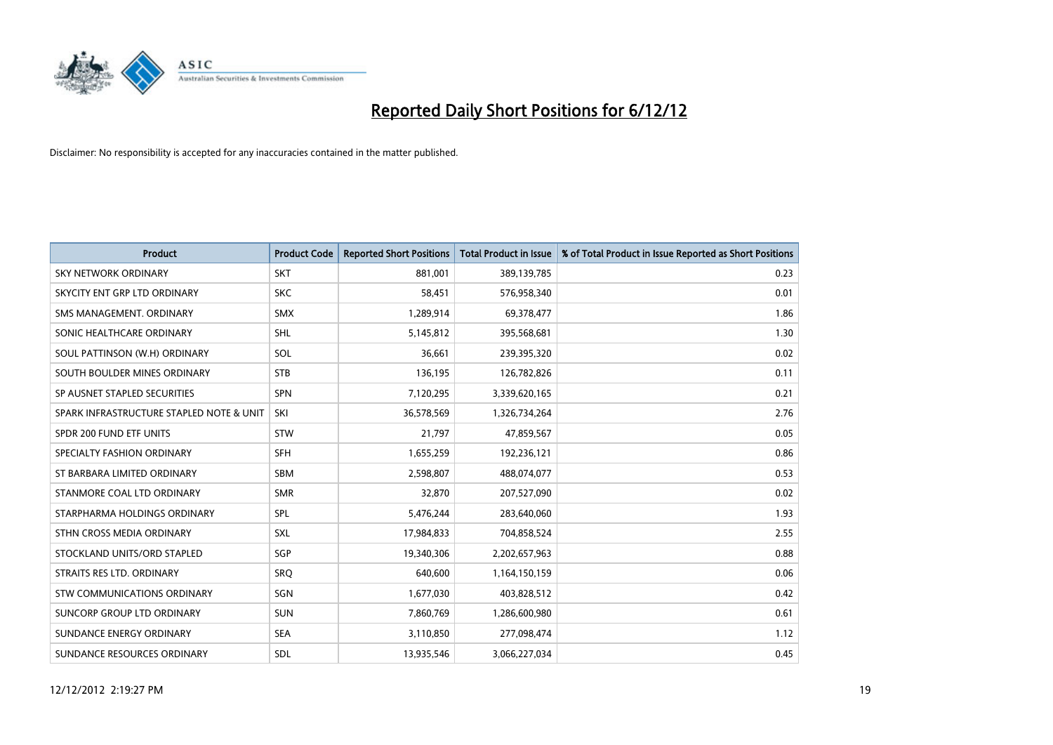# Reported Daily Short Positions for 6/12/12

Disclaimer: No responsibility is accepted for any inaccuracies contained in the matter published.

| Product | Product Code | Reported Short Positions | Total Product in Issue | % of Total Product in Issue Reported as Short Positions |
|---|---|---|---|---|
| SKY NETWORK ORDINARY | SKT | 881,001 | 389,139,785 | 0.23 |
| SKYCITY ENT GRP LTD ORDINARY | SKC | 58,451 | 576,958,340 | 0.01 |
| SMS MANAGEMENT. ORDINARY | SMX | 1,289,914 | 69,378,477 | 1.86 |
| SONIC HEALTHCARE ORDINARY | SHL | 5,145,812 | 395,568,681 | 1.30 |
| SOUL PATTINSON (W.H) ORDINARY | SOL | 36,661 | 239,395,320 | 0.02 |
| SOUTH BOULDER MINES ORDINARY | STB | 136,195 | 126,782,826 | 0.11 |
| SP AUSNET STAPLED SECURITIES | SPN | 7,120,295 | 3,339,620,165 | 0.21 |
| SPARK INFRASTRUCTURE STAPLED NOTE & UNIT | SKI | 36,578,569 | 1,326,734,264 | 2.76 |
| SPDR 200 FUND ETF UNITS | STW | 21,797 | 47,859,567 | 0.05 |
| SPECIALTY FASHION ORDINARY | SFH | 1,655,259 | 192,236,121 | 0.86 |
| ST BARBARA LIMITED ORDINARY | SBM | 2,598,807 | 488,074,077 | 0.53 |
| STANMORE COAL LTD ORDINARY | SMR | 32,870 | 207,527,090 | 0.02 |
| STARPHARMA HOLDINGS ORDINARY | SPL | 5,476,244 | 283,640,060 | 1.93 |
| STHN CROSS MEDIA ORDINARY | SXL | 17,984,833 | 704,858,524 | 2.55 |
| STOCKLAND UNITS/ORD STAPLED | SGP | 19,340,306 | 2,202,657,963 | 0.88 |
| STRAITS RES LTD. ORDINARY | SRQ | 640,600 | 1,164,150,159 | 0.06 |
| STW COMMUNICATIONS ORDINARY | SGN | 1,677,030 | 403,828,512 | 0.42 |
| SUNCORP GROUP LTD ORDINARY | SUN | 7,860,769 | 1,286,600,980 | 0.61 |
| SUNDANCE ENERGY ORDINARY | SEA | 3,110,850 | 277,098,474 | 1.12 |
| SUNDANCE RESOURCES ORDINARY | SDL | 13,935,546 | 3,066,227,034 | 0.45 |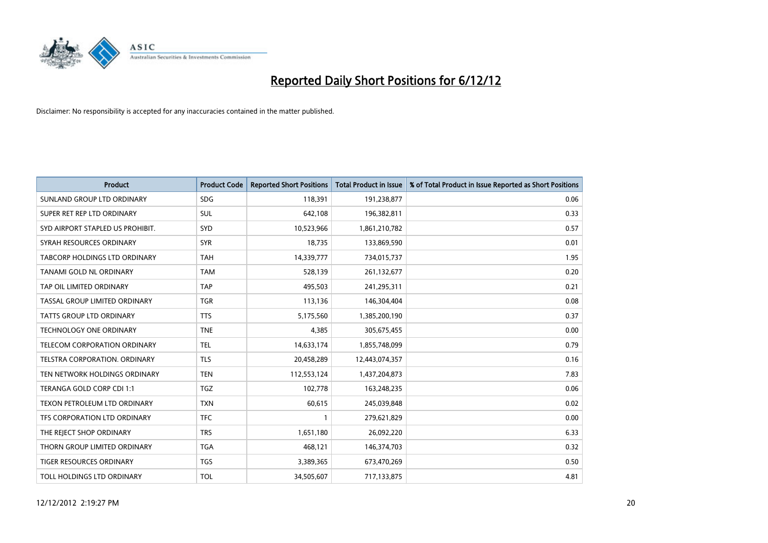# Reported Daily Short Positions for 6/12/12

Disclaimer: No responsibility is accepted for any inaccuracies contained in the matter published.

| Product | Product Code | Reported Short Positions | Total Product in Issue | % of Total Product in Issue Reported as Short Positions |
|---|---|---|---|---|
| SUNLAND GROUP LTD ORDINARY | SDG | 118,391 | 191,238,877 | 0.06 |
| SUPER RET REP LTD ORDINARY | SUL | 642,108 | 196,382,811 | 0.33 |
| SYD AIRPORT STAPLED US PROHIBIT. | SYD | 10,523,966 | 1,861,210,782 | 0.57 |
| SYRAH RESOURCES ORDINARY | SYR | 18,735 | 133,869,590 | 0.01 |
| TABCORP HOLDINGS LTD ORDINARY | TAH | 14,339,777 | 734,015,737 | 1.95 |
| TANAMI GOLD NL ORDINARY | TAM | 528,139 | 261,132,677 | 0.20 |
| TAP OIL LIMITED ORDINARY | TAP | 495,503 | 241,295,311 | 0.21 |
| TASSAL GROUP LIMITED ORDINARY | TGR | 113,136 | 146,304,404 | 0.08 |
| TATTS GROUP LTD ORDINARY | TTS | 5,175,560 | 1,385,200,190 | 0.37 |
| TECHNOLOGY ONE ORDINARY | TNE | 4,385 | 305,675,455 | 0.00 |
| TELECOM CORPORATION ORDINARY | TEL | 14,633,174 | 1,855,748,099 | 0.79 |
| TELSTRA CORPORATION. ORDINARY | TLS | 20,458,289 | 12,443,074,357 | 0.16 |
| TEN NETWORK HOLDINGS ORDINARY | TEN | 112,553,124 | 1,437,204,873 | 7.83 |
| TERANGA GOLD CORP CDI 1:1 | TGZ | 102,778 | 163,248,235 | 0.06 |
| TEXON PETROLEUM LTD ORDINARY | TXN | 60,615 | 245,039,848 | 0.02 |
| TFS CORPORATION LTD ORDINARY | TFC | 1 | 279,621,829 | 0.00 |
| THE REJECT SHOP ORDINARY | TRS | 1,651,180 | 26,092,220 | 6.33 |
| THORN GROUP LIMITED ORDINARY | TGA | 468,121 | 146,374,703 | 0.32 |
| TIGER RESOURCES ORDINARY | TGS | 3,389,365 | 673,470,269 | 0.50 |
| TOLL HOLDINGS LTD ORDINARY | TOL | 34,505,607 | 717,133,875 | 4.81 |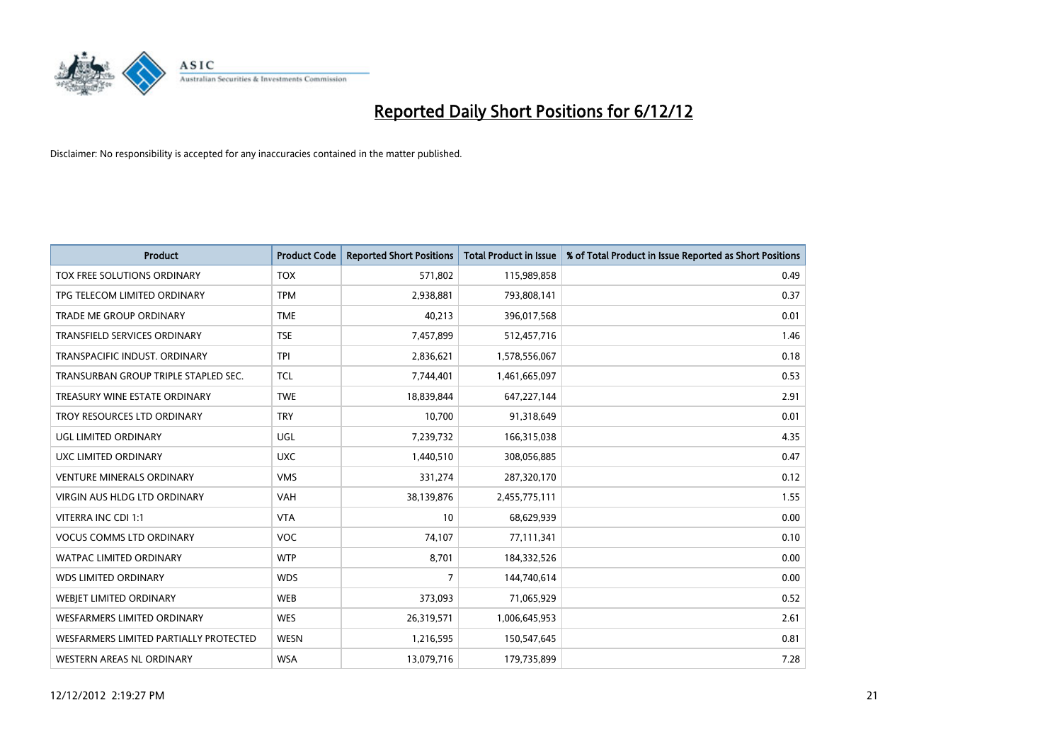# Reported Daily Short Positions for 6/12/12

Disclaimer: No responsibility is accepted for any inaccuracies contained in the matter published.

| Product | Product Code | Reported Short Positions | Total Product in Issue | % of Total Product in Issue Reported as Short Positions |
|---|---|---|---|---|
| TOX FREE SOLUTIONS ORDINARY | TOX | 571,802 | 115,989,858 | 0.49 |
| TPG TELECOM LIMITED ORDINARY | TPM | 2,938,881 | 793,808,141 | 0.37 |
| TRADE ME GROUP ORDINARY | TME | 40,213 | 396,017,568 | 0.01 |
| TRANSFIELD SERVICES ORDINARY | TSE | 7,457,899 | 512,457,716 | 1.46 |
| TRANSPACIFIC INDUST. ORDINARY | TPI | 2,836,621 | 1,578,556,067 | 0.18 |
| TRANSURBAN GROUP TRIPLE STAPLED SEC. | TCL | 7,744,401 | 1,461,665,097 | 0.53 |
| TREASURY WINE ESTATE ORDINARY | TWE | 18,839,844 | 647,227,144 | 2.91 |
| TROY RESOURCES LTD ORDINARY | TRY | 10,700 | 91,318,649 | 0.01 |
| UGL LIMITED ORDINARY | UGL | 7,239,732 | 166,315,038 | 4.35 |
| UXC LIMITED ORDINARY | UXC | 1,440,510 | 308,056,885 | 0.47 |
| VENTURE MINERALS ORDINARY | VMS | 331,274 | 287,320,170 | 0.12 |
| VIRGIN AUS HLDG LTD ORDINARY | VAH | 38,139,876 | 2,455,775,111 | 1.55 |
| VITERRA INC CDI 1:1 | VTA | 10 | 68,629,939 | 0.00 |
| VOCUS COMMS LTD ORDINARY | VOC | 74,107 | 77,111,341 | 0.10 |
| WATPAC LIMITED ORDINARY | WTP | 8,701 | 184,332,526 | 0.00 |
| WDS LIMITED ORDINARY | WDS | 7 | 144,740,614 | 0.00 |
| WEBJET LIMITED ORDINARY | WEB | 373,093 | 71,065,929 | 0.52 |
| WESFARMERS LIMITED ORDINARY | WES | 26,319,571 | 1,006,645,953 | 2.61 |
| WESFARMERS LIMITED PARTIALLY PROTECTED | WESN | 1,216,595 | 150,547,645 | 0.81 |
| WESTERN AREAS NL ORDINARY | WSA | 13,079,716 | 179,735,899 | 7.28 |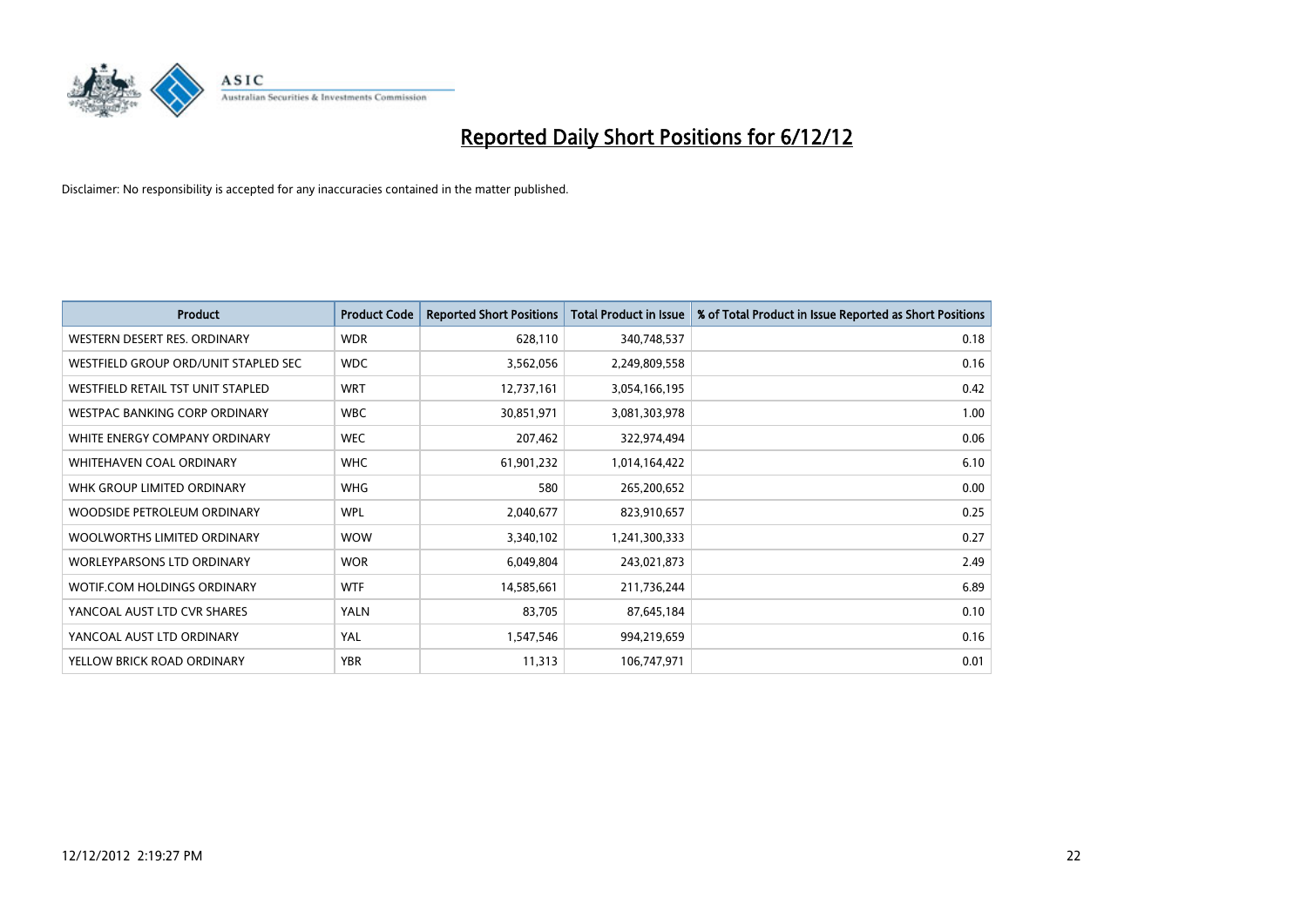# Reported Daily Short Positions for 6/12/12

Disclaimer: No responsibility is accepted for any inaccuracies contained in the matter published.

| Product | Product Code | Reported Short Positions | Total Product in Issue | % of Total Product in Issue Reported as Short Positions |
|---|---|---|---|---|
| WESTERN DESERT RES. ORDINARY | WDR | 628,110 | 340,748,537 | 0.18 |
| WESTFIELD GROUP ORD/UNIT STAPLED SEC | WDC | 3,562,056 | 2,249,809,558 | 0.16 |
| WESTFIELD RETAIL TST UNIT STAPLED | WRT | 12,737,161 | 3,054,166,195 | 0.42 |
| WESTPAC BANKING CORP ORDINARY | WBC | 30,851,971 | 3,081,303,978 | 1.00 |
| WHITE ENERGY COMPANY ORDINARY | WEC | 207,462 | 322,974,494 | 0.06 |
| WHITEHAVEN COAL ORDINARY | WHC | 61,901,232 | 1,014,164,422 | 6.10 |
| WHK GROUP LIMITED ORDINARY | WHG | 580 | 265,200,652 | 0.00 |
| WOODSIDE PETROLEUM ORDINARY | WPL | 2,040,677 | 823,910,657 | 0.25 |
| WOOLWORTHS LIMITED ORDINARY | WOW | 3,340,102 | 1,241,300,333 | 0.27 |
| WORLEYPARSONS LTD ORDINARY | WOR | 6,049,804 | 243,021,873 | 2.49 |
| WOTIF.COM HOLDINGS ORDINARY | WTF | 14,585,661 | 211,736,244 | 6.89 |
| YANCOAL AUST LTD CVR SHARES | YALN | 83,705 | 87,645,184 | 0.10 |
| YANCOAL AUST LTD ORDINARY | YAL | 1,547,546 | 994,219,659 | 0.16 |
| YELLOW BRICK ROAD ORDINARY | YBR | 11,313 | 106,747,971 | 0.01 |